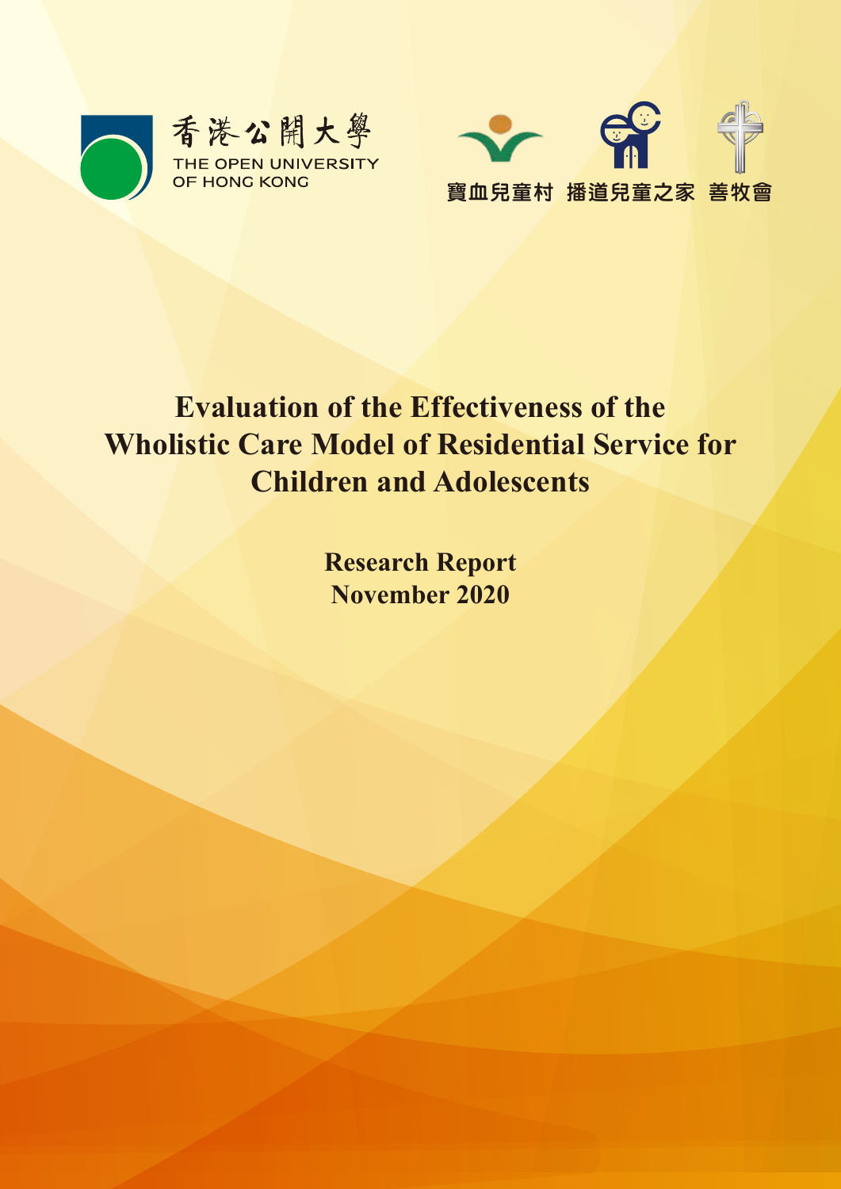香港公開大學
THE OPEN UNIVERSITY
OF HONG KONG

寶血兒童村 播道兒童之家 善牧會

# Evaluation of the Effectiveness of the Wholistic Care Model of Residential Service for Children and Adolescents

**Research Report**
**November 2020**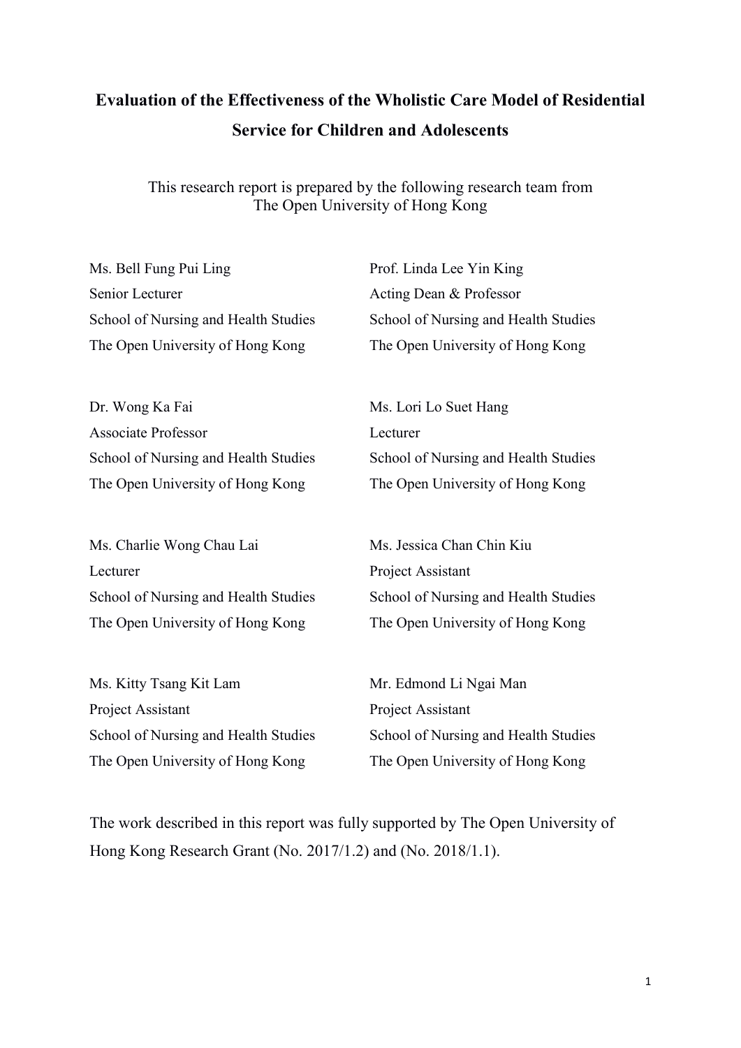# Evaluation of the Effectiveness of the Wholistic Care Model of Residential Service for Children and Adolescents

This research report is prepared by the following research team from The Open University of Hong Kong

Ms. Bell Fung Pui Ling
Senior Lecturer
School of Nursing and Health Studies
The Open University of Hong Kong

Prof. Linda Lee Yin King
Acting Dean & Professor
School of Nursing and Health Studies
The Open University of Hong Kong

Dr. Wong Ka Fai
Associate Professor
School of Nursing and Health Studies
The Open University of Hong Kong

Ms. Lori Lo Suet Hang
Lecturer
School of Nursing and Health Studies
The Open University of Hong Kong

Ms. Charlie Wong Chau Lai
Lecturer
School of Nursing and Health Studies
The Open University of Hong Kong

Ms. Jessica Chan Chin Kiu
Project Assistant
School of Nursing and Health Studies
The Open University of Hong Kong

Ms. Kitty Tsang Kit Lam
Project Assistant
School of Nursing and Health Studies
The Open University of Hong Kong

Mr. Edmond Li Ngai Man
Project Assistant
School of Nursing and Health Studies
The Open University of Hong Kong

The work described in this report was fully supported by The Open University of Hong Kong Research Grant (No. 2017/1.2) and (No. 2018/1.1).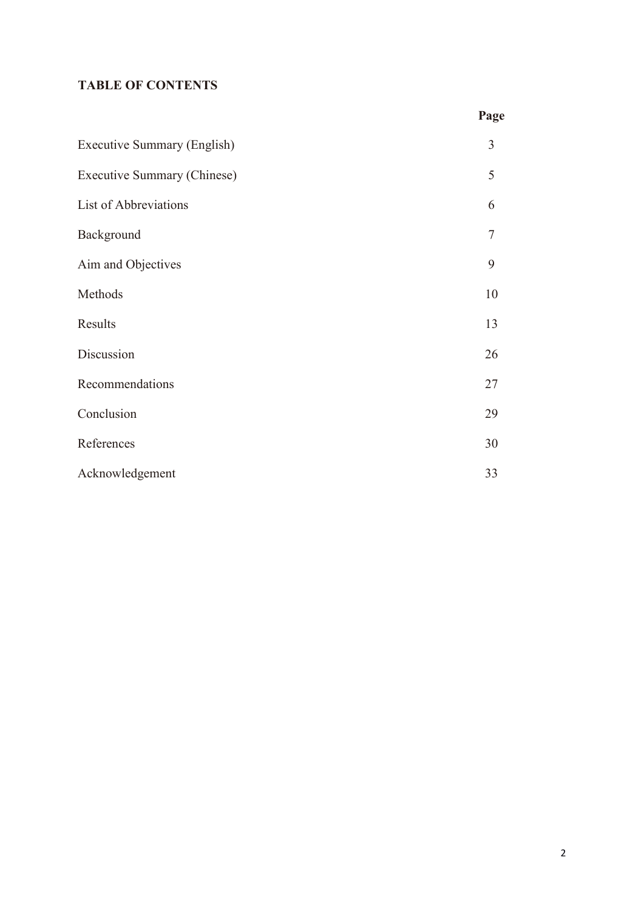**TABLE OF CONTENTS**

| | Page |
|---|---|
| Executive Summary (English) | 3 |
| Executive Summary (Chinese) | 5 |
| List of Abbreviations | 6 |
| Background | 7 |
| Aim and Objectives | 9 |
| Methods | 10 |
| Results | 13 |
| Discussion | 26 |
| Recommendations | 27 |
| Conclusion | 29 |
| References | 30 |
| Acknowledgement | 33 |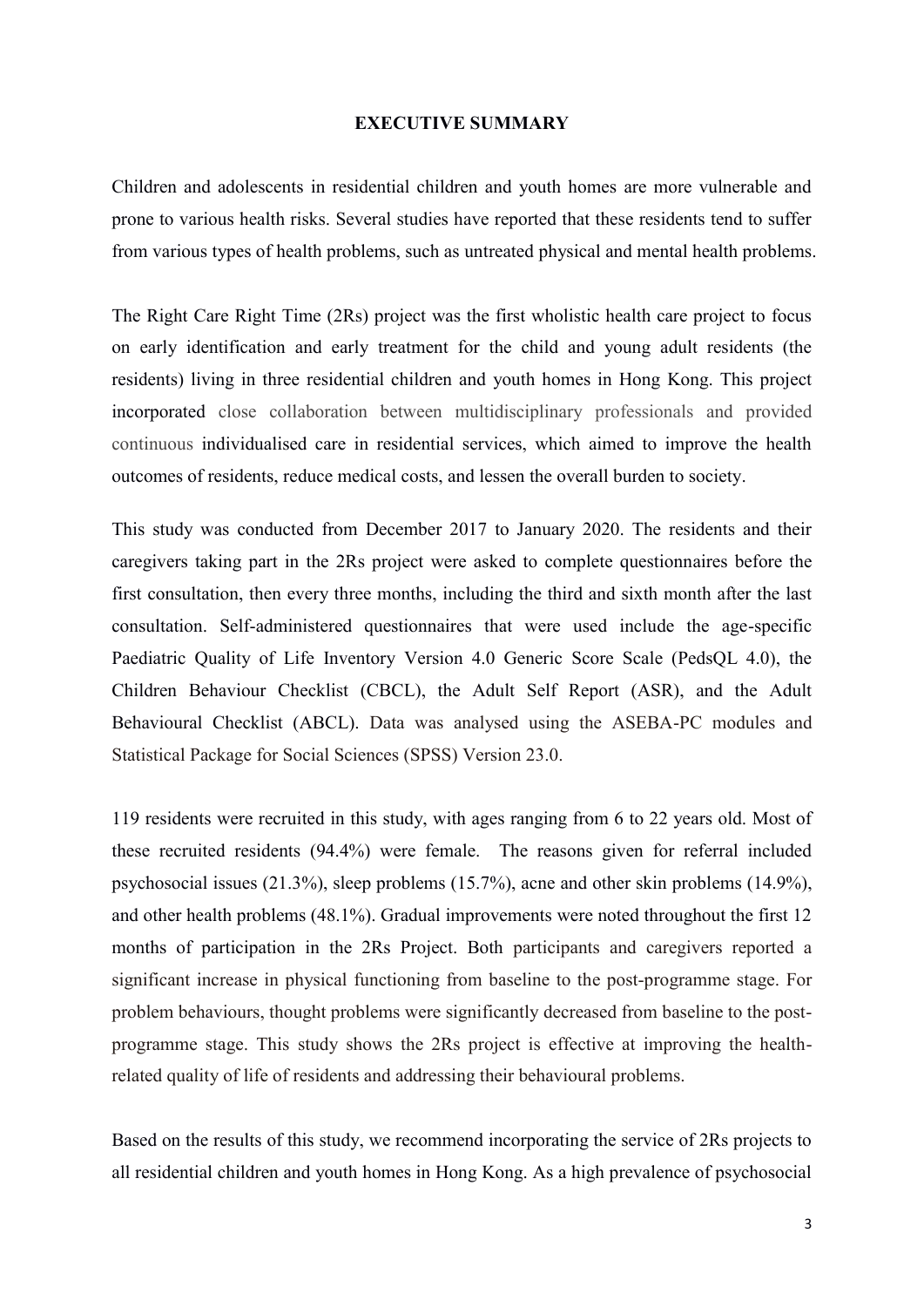# EXECUTIVE SUMMARY

Children and adolescents in residential children and youth homes are more vulnerable and prone to various health risks. Several studies have reported that these residents tend to suffer from various types of health problems, such as untreated physical and mental health problems.

The Right Care Right Time (2Rs) project was the first wholistic health care project to focus on early identification and early treatment for the child and young adult residents (the residents) living in three residential children and youth homes in Hong Kong. This project incorporated close collaboration between multidisciplinary professionals and provided continuous individualised care in residential services, which aimed to improve the health outcomes of residents, reduce medical costs, and lessen the overall burden to society.

This study was conducted from December 2017 to January 2020. The residents and their caregivers taking part in the 2Rs project were asked to complete questionnaires before the first consultation, then every three months, including the third and sixth month after the last consultation. Self-administered questionnaires that were used include the age-specific Paediatric Quality of Life Inventory Version 4.0 Generic Score Scale (PedsQL 4.0), the Children Behaviour Checklist (CBCL), the Adult Self Report (ASR), and the Adult Behavioural Checklist (ABCL). Data was analysed using the ASEBA-PC modules and Statistical Package for Social Sciences (SPSS) Version 23.0.

119 residents were recruited in this study, with ages ranging from 6 to 22 years old. Most of these recruited residents (94.4%) were female. The reasons given for referral included psychosocial issues (21.3%), sleep problems (15.7%), acne and other skin problems (14.9%), and other health problems (48.1%). Gradual improvements were noted throughout the first 12 months of participation in the 2Rs Project. Both participants and caregivers reported a significant increase in physical functioning from baseline to the post-programme stage. For problem behaviours, thought problems were significantly decreased from baseline to the post-programme stage. This study shows the 2Rs project is effective at improving the health-related quality of life of residents and addressing their behavioural problems.

Based on the results of this study, we recommend incorporating the service of 2Rs projects to all residential children and youth homes in Hong Kong. As a high prevalence of psychosocial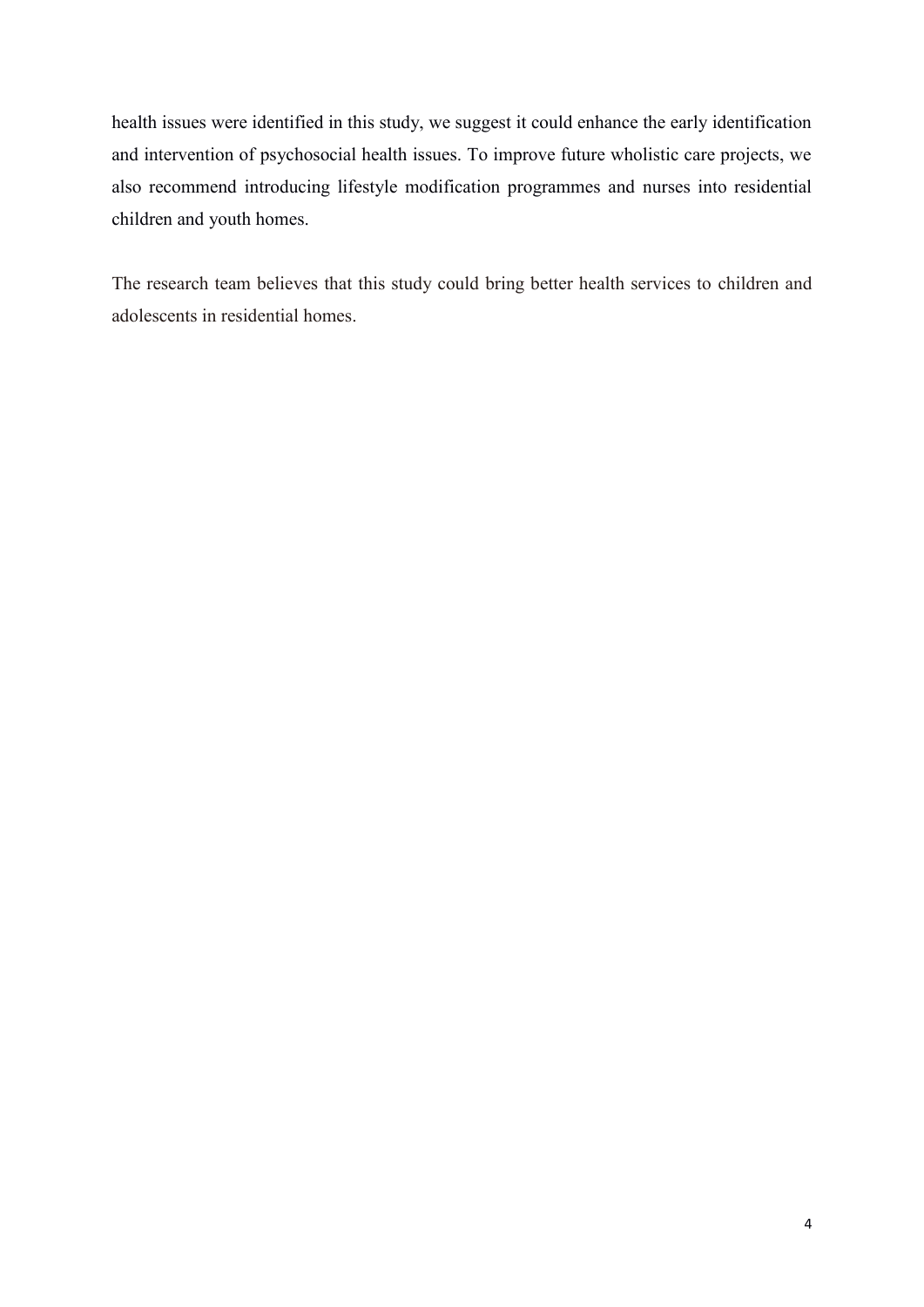health issues were identified in this study, we suggest it could enhance the early identification and intervention of psychosocial health issues. To improve future wholistic care projects, we also recommend introducing lifestyle modification programmes and nurses into residential children and youth homes.

The research team believes that this study could bring better health services to children and adolescents in residential homes.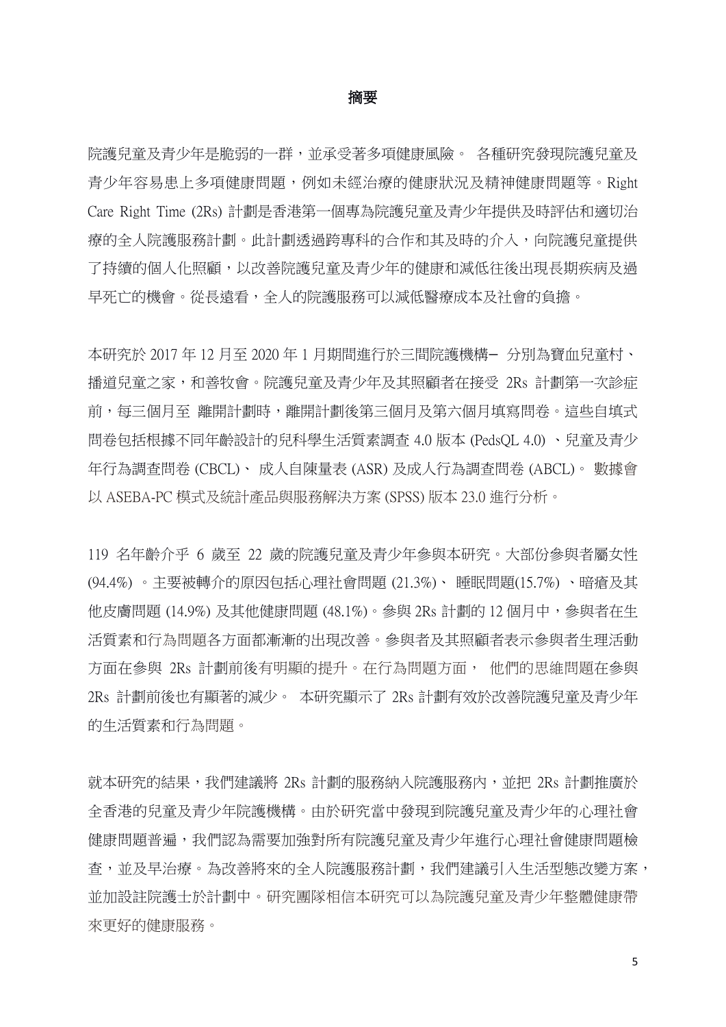# 摘要

院護兒童及青少年是脆弱的一群，並承受著多項健康風險。 各種研究發現院護兒童及青少年容易患上多項健康問題，例如未經治療的健康狀況及精神健康問題等。Right Care Right Time (2Rs) 計劃是香港第一個專為院護兒童及青少年提供及時評估和適切治療的全人院護服務計劃。此計劃透過跨專科的合作和其及時的介入，向院護兒童提供了持續的個人化照顧，以改善院護兒童及青少年的健康和減低往後出現長期疾病及過早死亡的機會。從長遠看，全人的院護服務可以減低醫療成本及社會的負擔。

本研究於 2017 年 12 月至 2020 年 1 月期間進行於三間院護機構– 分別為寶血兒童村、播道兒童之家，和善牧會。院護兒童及青少年及其照顧者在接受 2Rs 計劃第一次診症前，每三個月至 離開計劃時，離開計劃後第三個月及第六個月填寫問卷。這些自填式問卷包括根據不同年齡設計的兒科學生活質素調查 4.0 版本 (PedsQL 4.0) 、兒童及青少年行為調查問卷 (CBCL)、 成人自陳量表 (ASR) 及成人行為調查問卷 (ABCL)。 數據會以 ASEBA-PC 模式及統計產品與服務解決方案 (SPSS) 版本 23.0 進行分析。

119 名年齡介乎 6 歲至 22 歲的院護兒童及青少年參與本研究。大部份參與者屬女性 (94.4%) 。主要被轉介的原因包括心理社會問題 (21.3%)、 睡眠問題(15.7%) 、暗瘡及其他皮膚問題 (14.9%) 及其他健康問題 (48.1%)。參與 2Rs 計劃的 12 個月中，參與者在生活質素和行為問題各方面都漸漸的出現改善。參與者及其照顧者表示參與者生理活動方面在參與 2Rs 計劃前後有明顯的提升。在行為問題方面， 他們的思維問題在參與 2Rs 計劃前後也有顯著的減少。 本研究顯示了 2Rs 計劃有效於改善院護兒童及青少年的生活質素和行為問題。

就本研究的結果，我們建議將 2Rs 計劃的服務納入院護服務內，並把 2Rs 計劃推廣於全香港的兒童及青少年院護機構。由於研究當中發現到院護兒童及青少年的心理社會健康問題普遍，我們認為需要加強對所有院護兒童及青少年進行心理社會健康問題檢查，並及早治療。為改善將來的全人院護服務計劃，我們建議引入生活型態改變方案，並加設註院護士於計劃中。研究團隊相信本研究可以為院護兒童及青少年整體健康帶來更好的健康服務。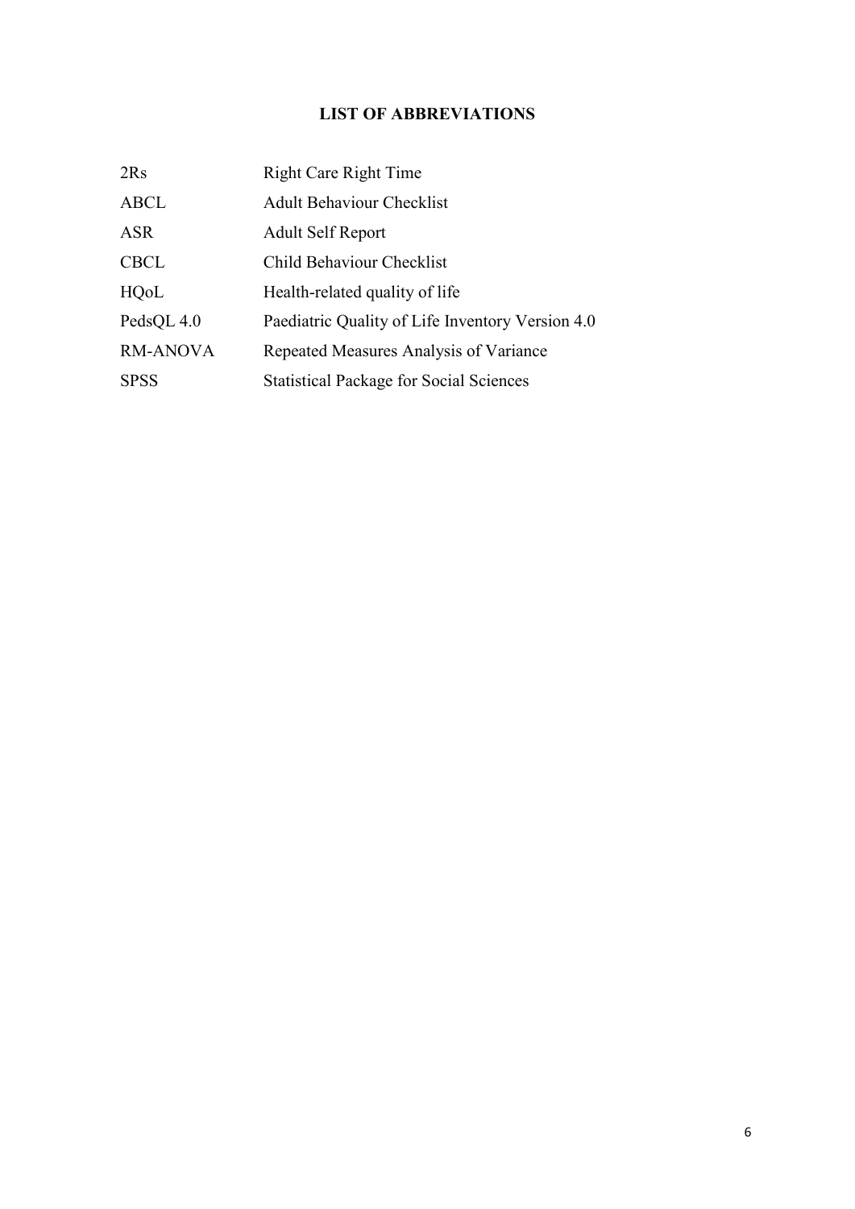# LIST OF ABBREVIATIONS

| | |
|---|---|
| 2Rs | Right Care Right Time |
| ABCL | Adult Behaviour Checklist |
| ASR | Adult Self Report |
| CBCL | Child Behaviour Checklist |
| HQoL | Health-related quality of life |
| PedsQL 4.0 | Paediatric Quality of Life Inventory Version 4.0 |
| RM-ANOVA | Repeated Measures Analysis of Variance |
| SPSS | Statistical Package for Social Sciences |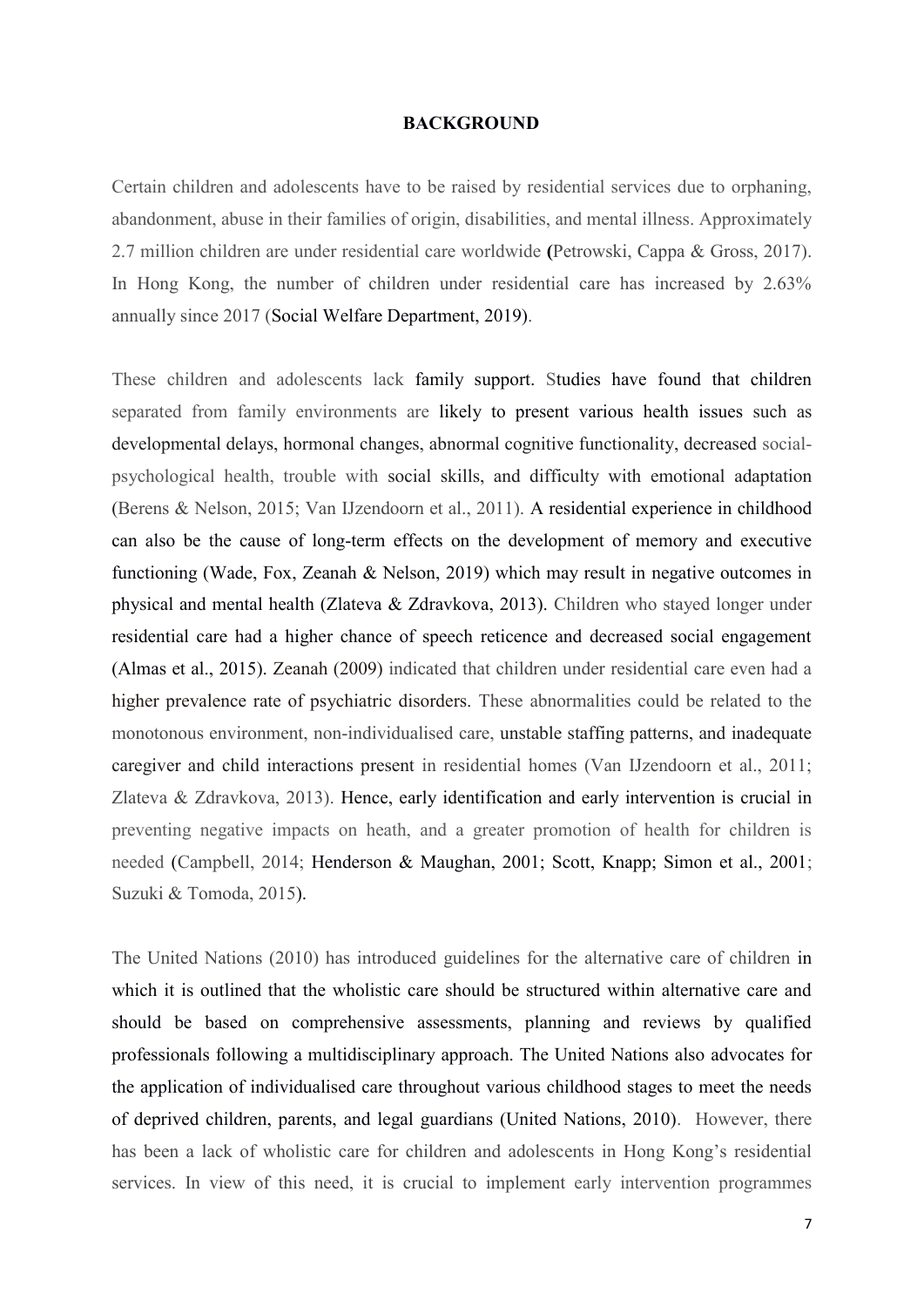## BACKGROUND

Certain children and adolescents have to be raised by residential services due to orphaning, abandonment, abuse in their families of origin, disabilities, and mental illness. Approximately 2.7 million children are under residential care worldwide **(**Petrowski, Cappa & Gross, 2017). In Hong Kong, the number of children under residential care has increased by 2.63% annually since 2017 (Social Welfare Department, 2019).

These children and adolescents lack family support. Studies have found that children separated from family environments are likely to present various health issues such as developmental delays, hormonal changes, abnormal cognitive functionality, decreased social-psychological health, trouble with social skills, and difficulty with emotional adaptation (Berens & Nelson, 2015; Van IJzendoorn et al., 2011). A residential experience in childhood can also be the cause of long-term effects on the development of memory and executive functioning (Wade, Fox, Zeanah & Nelson, 2019) which may result in negative outcomes in physical and mental health (Zlateva & Zdravkova, 2013). Children who stayed longer under residential care had a higher chance of speech reticence and decreased social engagement (Almas et al., 2015). Zeanah (2009) indicated that children under residential care even had a higher prevalence rate of psychiatric disorders. These abnormalities could be related to the monotonous environment, non-individualised care, unstable staffing patterns, and inadequate caregiver and child interactions present in residential homes (Van IJzendoorn et al., 2011; Zlateva & Zdravkova, 2013). Hence, early identification and early intervention is crucial in preventing negative impacts on heath, and a greater promotion of health for children is needed (Campbell, 2014; Henderson & Maughan, 2001; Scott, Knapp; Simon et al., 2001; Suzuki & Tomoda, 2015).

The United Nations (2010) has introduced guidelines for the alternative care of children in which it is outlined that the wholistic care should be structured within alternative care and should be based on comprehensive assessments, planning and reviews by qualified professionals following a multidisciplinary approach. The United Nations also advocates for the application of individualised care throughout various childhood stages to meet the needs of deprived children, parents, and legal guardians (United Nations, 2010). However, there has been a lack of wholistic care for children and adolescents in Hong Kong's residential services. In view of this need, it is crucial to implement early intervention programmes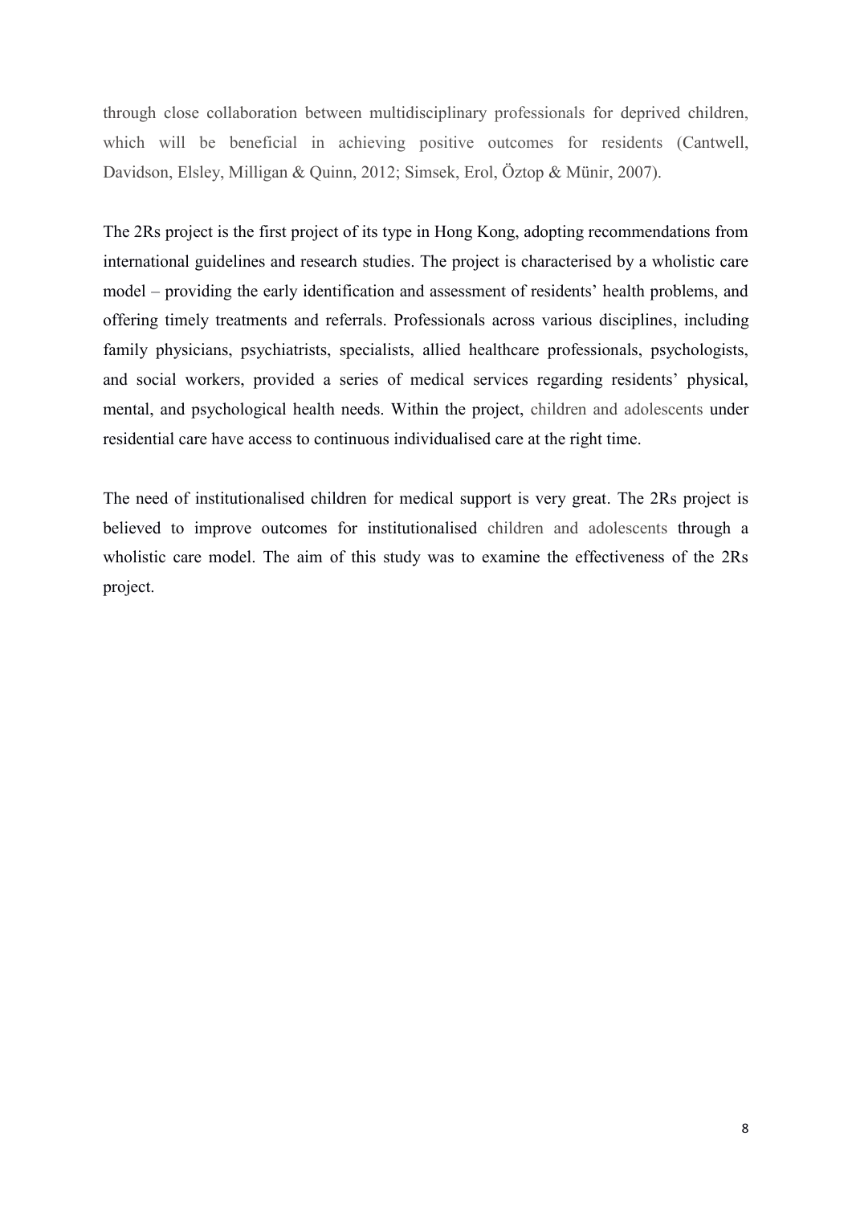through close collaboration between multidisciplinary professionals for deprived children, which will be beneficial in achieving positive outcomes for residents (Cantwell, Davidson, Elsley, Milligan & Quinn, 2012; Simsek, Erol, Öztop & Münir, 2007).

The 2Rs project is the first project of its type in Hong Kong, adopting recommendations from international guidelines and research studies. The project is characterised by a wholistic care model – providing the early identification and assessment of residents' health problems, and offering timely treatments and referrals. Professionals across various disciplines, including family physicians, psychiatrists, specialists, allied healthcare professionals, psychologists, and social workers, provided a series of medical services regarding residents' physical, mental, and psychological health needs. Within the project, children and adolescents under residential care have access to continuous individualised care at the right time.

The need of institutionalised children for medical support is very great. The 2Rs project is believed to improve outcomes for institutionalised children and adolescents through a wholistic care model. The aim of this study was to examine the effectiveness of the 2Rs project.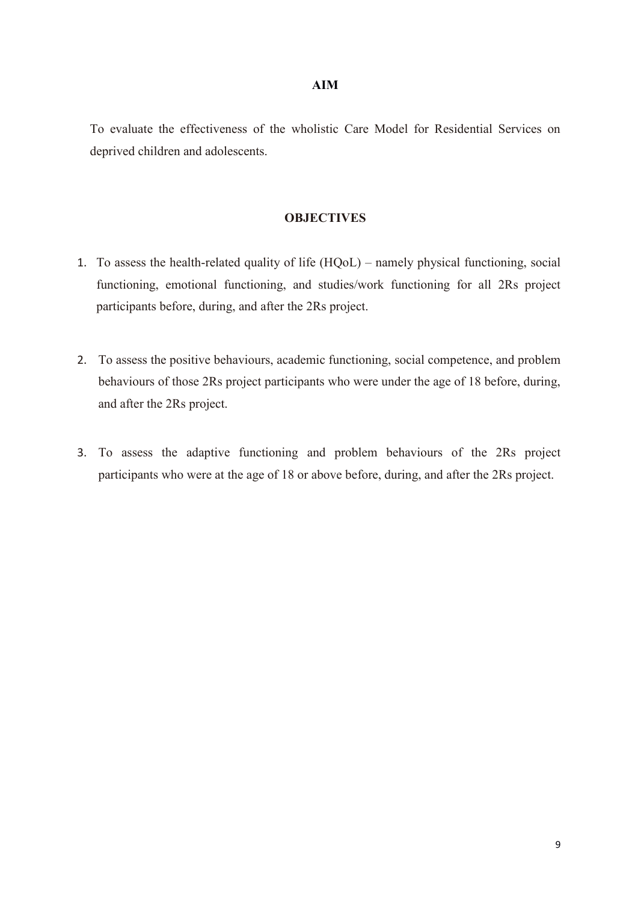## AIM

To evaluate the effectiveness of the wholistic Care Model for Residential Services on deprived children and adolescents.

## OBJECTIVES

1. To assess the health-related quality of life (HQoL) – namely physical functioning, social functioning, emotional functioning, and studies/work functioning for all 2Rs project participants before, during, and after the 2Rs project.

2. To assess the positive behaviours, academic functioning, social competence, and problem behaviours of those 2Rs project participants who were under the age of 18 before, during, and after the 2Rs project.

3. To assess the adaptive functioning and problem behaviours of the 2Rs project participants who were at the age of 18 or above before, during, and after the 2Rs project.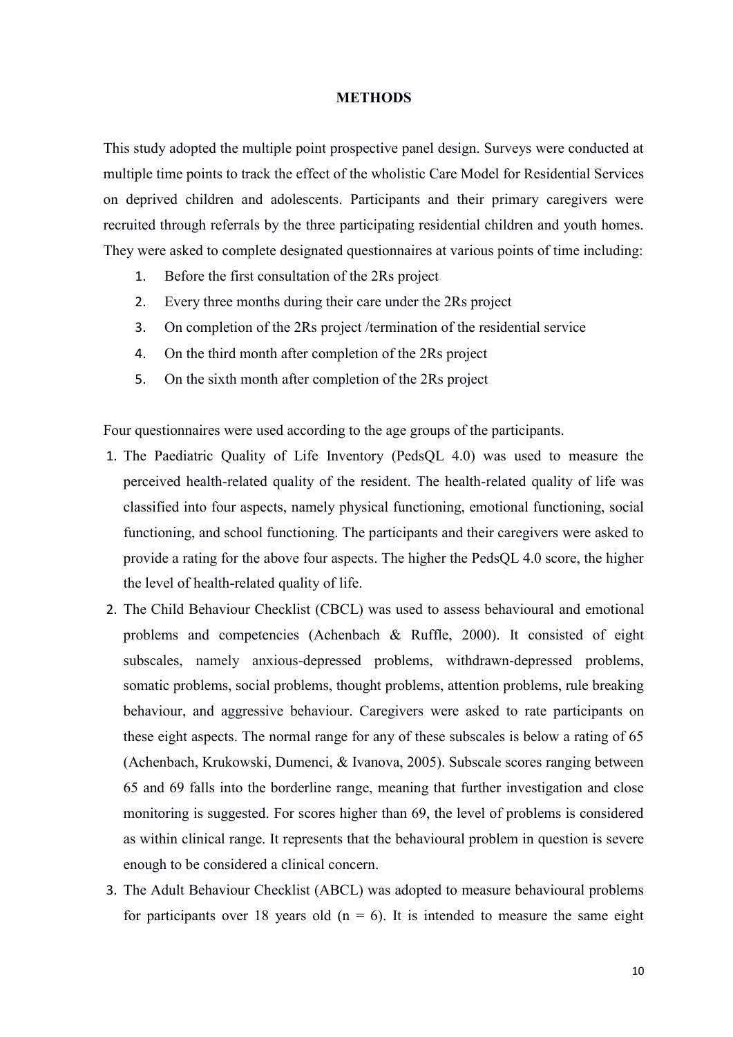# METHODS

This study adopted the multiple point prospective panel design. Surveys were conducted at multiple time points to track the effect of the wholistic Care Model for Residential Services on deprived children and adolescents. Participants and their primary caregivers were recruited through referrals by the three participating residential children and youth homes. They were asked to complete designated questionnaires at various points of time including:

1. Before the first consultation of the 2Rs project
2. Every three months during their care under the 2Rs project
3. On completion of the 2Rs project /termination of the residential service
4. On the third month after completion of the 2Rs project
5. On the sixth month after completion of the 2Rs project

Four questionnaires were used according to the age groups of the participants.

1. The Paediatric Quality of Life Inventory (PedsQL 4.0) was used to measure the perceived health-related quality of the resident. The health-related quality of life was classified into four aspects, namely physical functioning, emotional functioning, social functioning, and school functioning. The participants and their caregivers were asked to provide a rating for the above four aspects. The higher the PedsQL 4.0 score, the higher the level of health-related quality of life.
2. The Child Behaviour Checklist (CBCL) was used to assess behavioural and emotional problems and competencies (Achenbach & Ruffle, 2000). It consisted of eight subscales, namely anxious-depressed problems, withdrawn-depressed problems, somatic problems, social problems, thought problems, attention problems, rule breaking behaviour, and aggressive behaviour. Caregivers were asked to rate participants on these eight aspects. The normal range for any of these subscales is below a rating of 65 (Achenbach, Krukowski, Dumenci, & Ivanova, 2005). Subscale scores ranging between 65 and 69 falls into the borderline range, meaning that further investigation and close monitoring is suggested. For scores higher than 69, the level of problems is considered as within clinical range. It represents that the behavioural problem in question is severe enough to be considered a clinical concern.
3. The Adult Behaviour Checklist (ABCL) was adopted to measure behavioural problems for participants over 18 years old (n = 6). It is intended to measure the same eight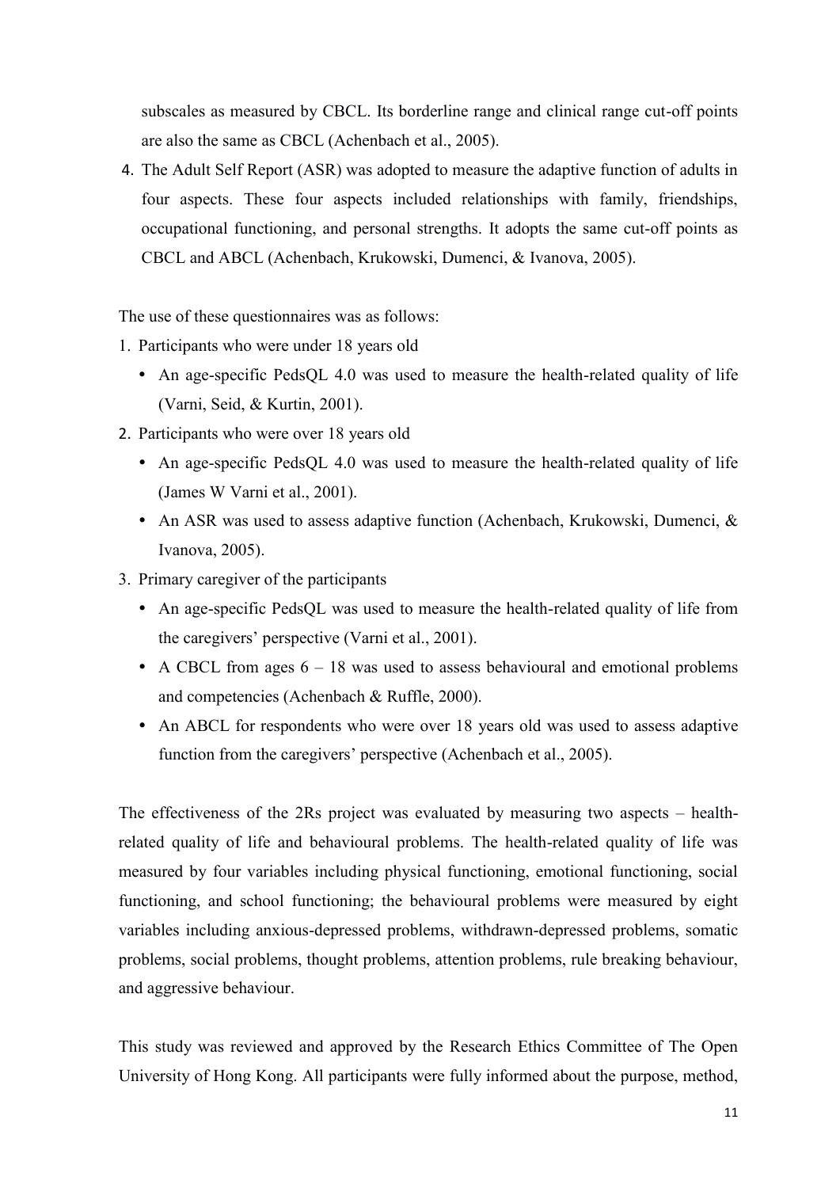subscales as measured by CBCL. Its borderline range and clinical range cut-off points are also the same as CBCL (Achenbach et al., 2005).

4. The Adult Self Report (ASR) was adopted to measure the adaptive function of adults in four aspects. These four aspects included relationships with family, friendships, occupational functioning, and personal strengths. It adopts the same cut-off points as CBCL and ABCL (Achenbach, Krukowski, Dumenci, & Ivanova, 2005).

The use of these questionnaires was as follows:

1. Participants who were under 18 years old
   - An age-specific PedsQL 4.0 was used to measure the health-related quality of life (Varni, Seid, & Kurtin, 2001).
2. Participants who were over 18 years old
   - An age-specific PedsQL 4.0 was used to measure the health-related quality of life (James W Varni et al., 2001).
   - An ASR was used to assess adaptive function (Achenbach, Krukowski, Dumenci, & Ivanova, 2005).
3. Primary caregiver of the participants
   - An age-specific PedsQL was used to measure the health-related quality of life from the caregivers' perspective (Varni et al., 2001).
   - A CBCL from ages 6 – 18 was used to assess behavioural and emotional problems and competencies (Achenbach & Ruffle, 2000).
   - An ABCL for respondents who were over 18 years old was used to assess adaptive function from the caregivers' perspective (Achenbach et al., 2005).

The effectiveness of the 2Rs project was evaluated by measuring two aspects – health-related quality of life and behavioural problems. The health-related quality of life was measured by four variables including physical functioning, emotional functioning, social functioning, and school functioning; the behavioural problems were measured by eight variables including anxious-depressed problems, withdrawn-depressed problems, somatic problems, social problems, thought problems, attention problems, rule breaking behaviour, and aggressive behaviour.

This study was reviewed and approved by the Research Ethics Committee of The Open University of Hong Kong. All participants were fully informed about the purpose, method,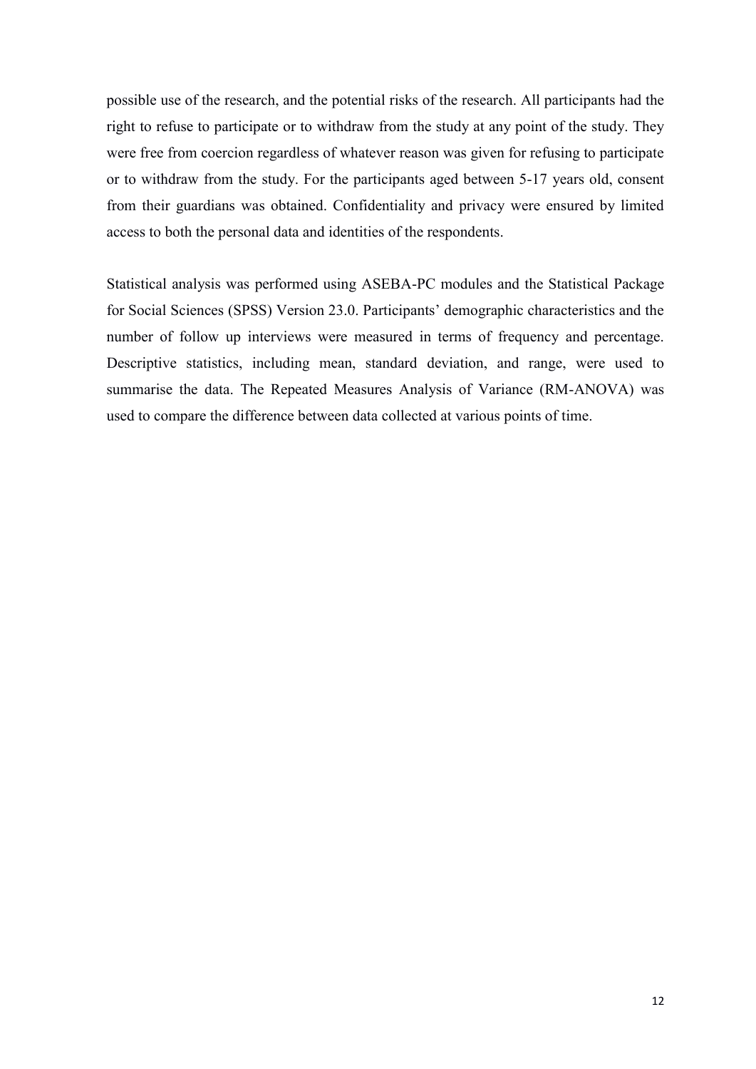possible use of the research, and the potential risks of the research. All participants had the right to refuse to participate or to withdraw from the study at any point of the study. They were free from coercion regardless of whatever reason was given for refusing to participate or to withdraw from the study. For the participants aged between 5-17 years old, consent from their guardians was obtained. Confidentiality and privacy were ensured by limited access to both the personal data and identities of the respondents.

Statistical analysis was performed using ASEBA-PC modules and the Statistical Package for Social Sciences (SPSS) Version 23.0. Participants' demographic characteristics and the number of follow up interviews were measured in terms of frequency and percentage. Descriptive statistics, including mean, standard deviation, and range, were used to summarise the data. The Repeated Measures Analysis of Variance (RM-ANOVA) was used to compare the difference between data collected at various points of time.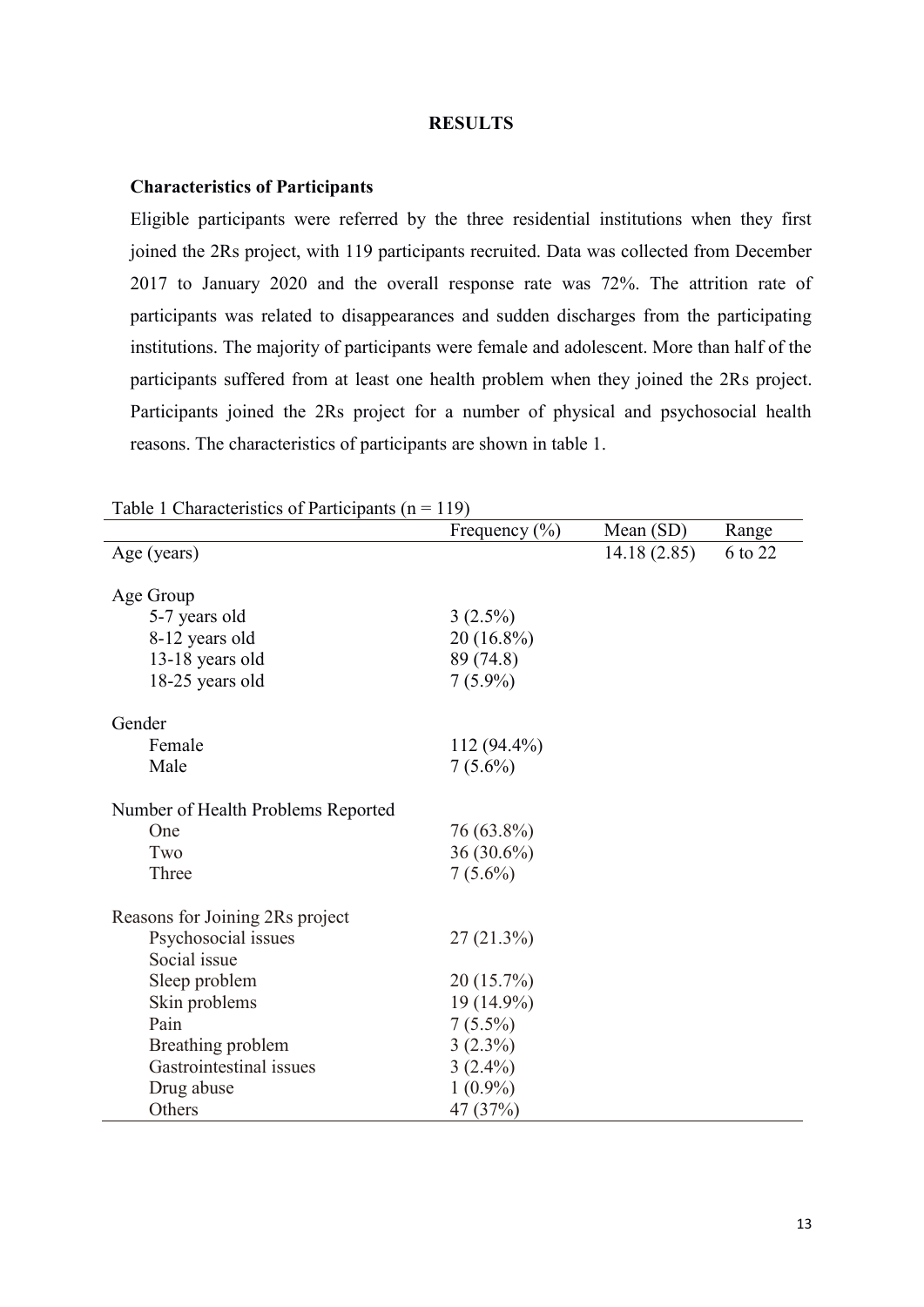# RESULTS

## Characteristics of Participants

Eligible participants were referred by the three residential institutions when they first joined the 2Rs project, with 119 participants recruited. Data was collected from December 2017 to January 2020 and the overall response rate was 72%. The attrition rate of participants was related to disappearances and sudden discharges from the participating institutions. The majority of participants were female and adolescent. More than half of the participants suffered from at least one health problem when they joined the 2Rs project. Participants joined the 2Rs project for a number of physical and psychosocial health reasons. The characteristics of participants are shown in table 1.

Table 1 Characteristics of Participants (n = 119)

| | Frequency (%) | Mean (SD) | Range |
|---|---|---|---|
| Age (years) | | 14.18 (2.85) | 6 to 22 |
| Age Group | | | |
| 5-7 years old | 3 (2.5%) | | |
| 8-12 years old | 20 (16.8%) | | |
| 13-18 years old | 89 (74.8) | | |
| 18-25 years old | 7 (5.9%) | | |
| Gender | | | |
| Female | 112 (94.4%) | | |
| Male | 7 (5.6%) | | |
| Number of Health Problems Reported | | | |
| One | 76 (63.8%) | | |
| Two | 36 (30.6%) | | |
| Three | 7 (5.6%) | | |
| Reasons for Joining 2Rs project | | | |
| Psychosocial issues | 27 (21.3%) | | |
| Social issue | | | |
| Sleep problem | 20 (15.7%) | | |
| Skin problems | 19 (14.9%) | | |
| Pain | 7 (5.5%) | | |
| Breathing problem | 3 (2.3%) | | |
| Gastrointestinal issues | 3 (2.4%) | | |
| Drug abuse | 1 (0.9%) | | |
| Others | 47 (37%) | | |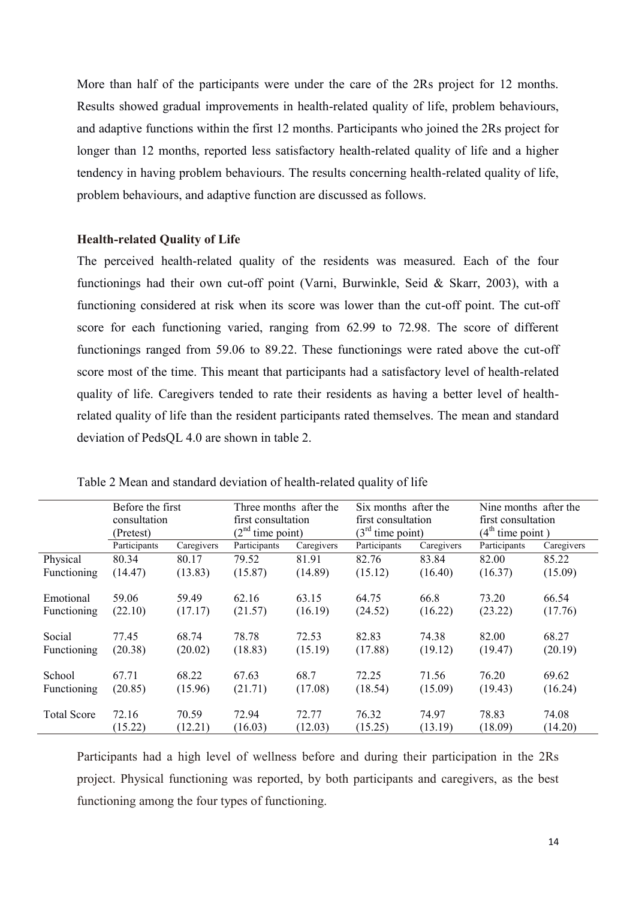More than half of the participants were under the care of the 2Rs project for 12 months. Results showed gradual improvements in health-related quality of life, problem behaviours, and adaptive functions within the first 12 months. Participants who joined the 2Rs project for longer than 12 months, reported less satisfactory health-related quality of life and a higher tendency in having problem behaviours. The results concerning health-related quality of life, problem behaviours, and adaptive function are discussed as follows.

**Health-related Quality of Life**

The perceived health-related quality of the residents was measured. Each of the four functionings had their own cut-off point (Varni, Burwinkle, Seid & Skarr, 2003), with a functioning considered at risk when its score was lower than the cut-off point. The cut-off score for each functioning varied, ranging from 62.99 to 72.98. The score of different functionings ranged from 59.06 to 89.22. These functionings were rated above the cut-off score most of the time. This meant that participants had a satisfactory level of health-related quality of life. Caregivers tended to rate their residents as having a better level of health-related quality of life than the resident participants rated themselves. The mean and standard deviation of PedsQL 4.0 are shown in table 2.

Table 2 Mean and standard deviation of health-related quality of life

| | Before the first consultation (Pretest) | | Three months after the first consultation (2nd time point) | | Six months after the first consultation (3rd time point) | | Nine months after the first consultation (4th time point ) | |
|---|---|---|---|---|---|---|---|---|
| | Participants | Caregivers | Participants | Caregivers | Participants | Caregivers | Participants | Caregivers |
| Physical Functioning | 80.34 (14.47) | 80.17 (13.83) | 79.52 (15.87) | 81.91 (14.89) | 82.76 (15.12) | 83.84 (16.40) | 82.00 (16.37) | 85.22 (15.09) |
| Emotional Functioning | 59.06 (22.10) | 59.49 (17.17) | 62.16 (21.57) | 63.15 (16.19) | 64.75 (24.52) | 66.8 (16.22) | 73.20 (23.22) | 66.54 (17.76) |
| Social Functioning | 77.45 (20.38) | 68.74 (20.02) | 78.78 (18.83) | 72.53 (15.19) | 82.83 (17.88) | 74.38 (19.12) | 82.00 (19.47) | 68.27 (20.19) |
| School Functioning | 67.71 (20.85) | 68.22 (15.96) | 67.63 (21.71) | 68.7 (17.08) | 72.25 (18.54) | 71.56 (15.09) | 76.20 (19.43) | 69.62 (16.24) |
| Total Score | 72.16 (15.22) | 70.59 (12.21) | 72.94 (16.03) | 72.77 (12.03) | 76.32 (15.25) | 74.97 (13.19) | 78.83 (18.09) | 74.08 (14.20) |

Participants had a high level of wellness before and during their participation in the 2Rs project. Physical functioning was reported, by both participants and caregivers, as the best functioning among the four types of functioning.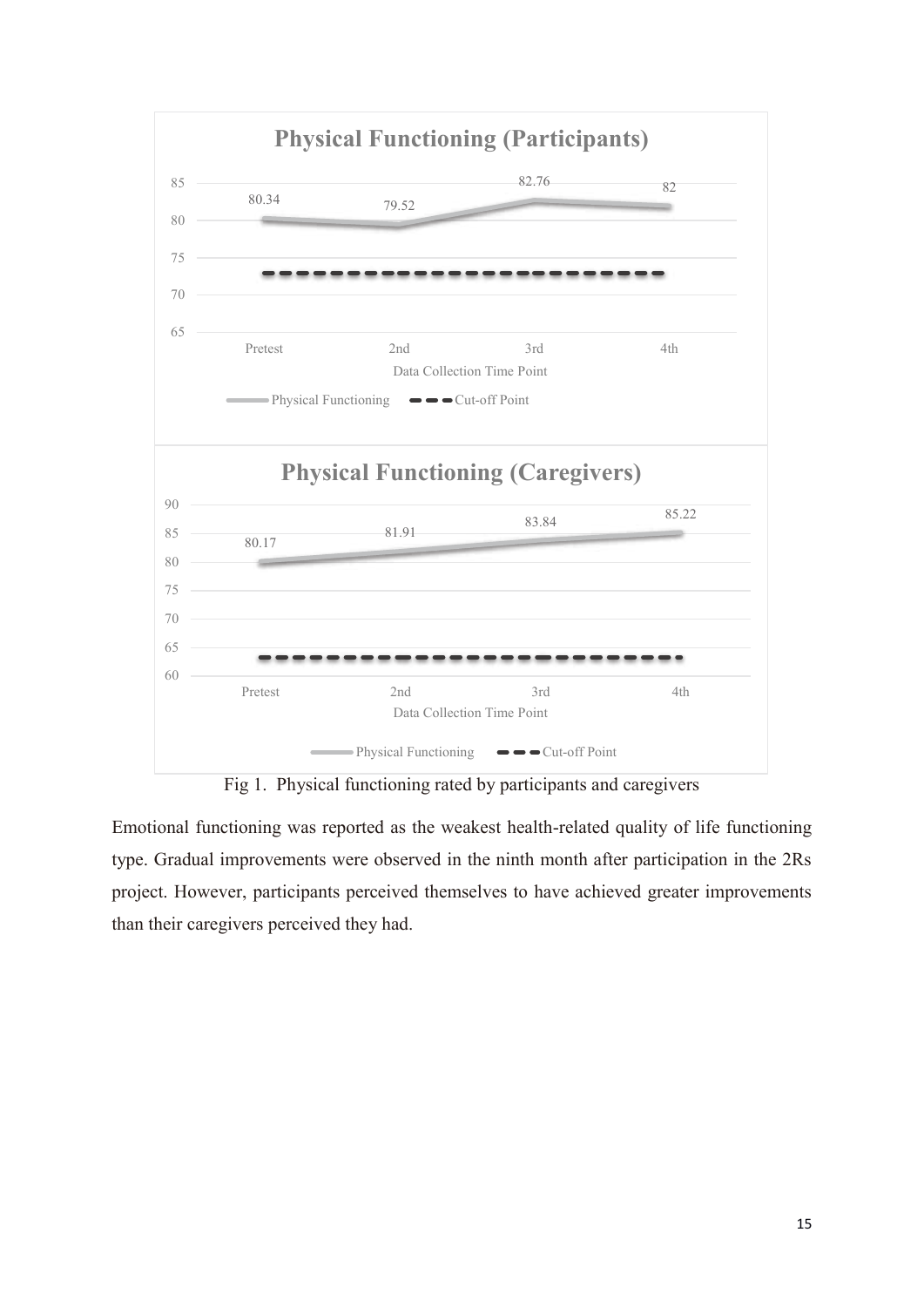Fig 1. Physical functioning rated by participants and caregivers

Emotional functioning was reported as the weakest health-related quality of life functioning type. Gradual improvements were observed in the ninth month after participation in the 2Rs project. However, participants perceived themselves to have achieved greater improvements than their caregivers perceived they had.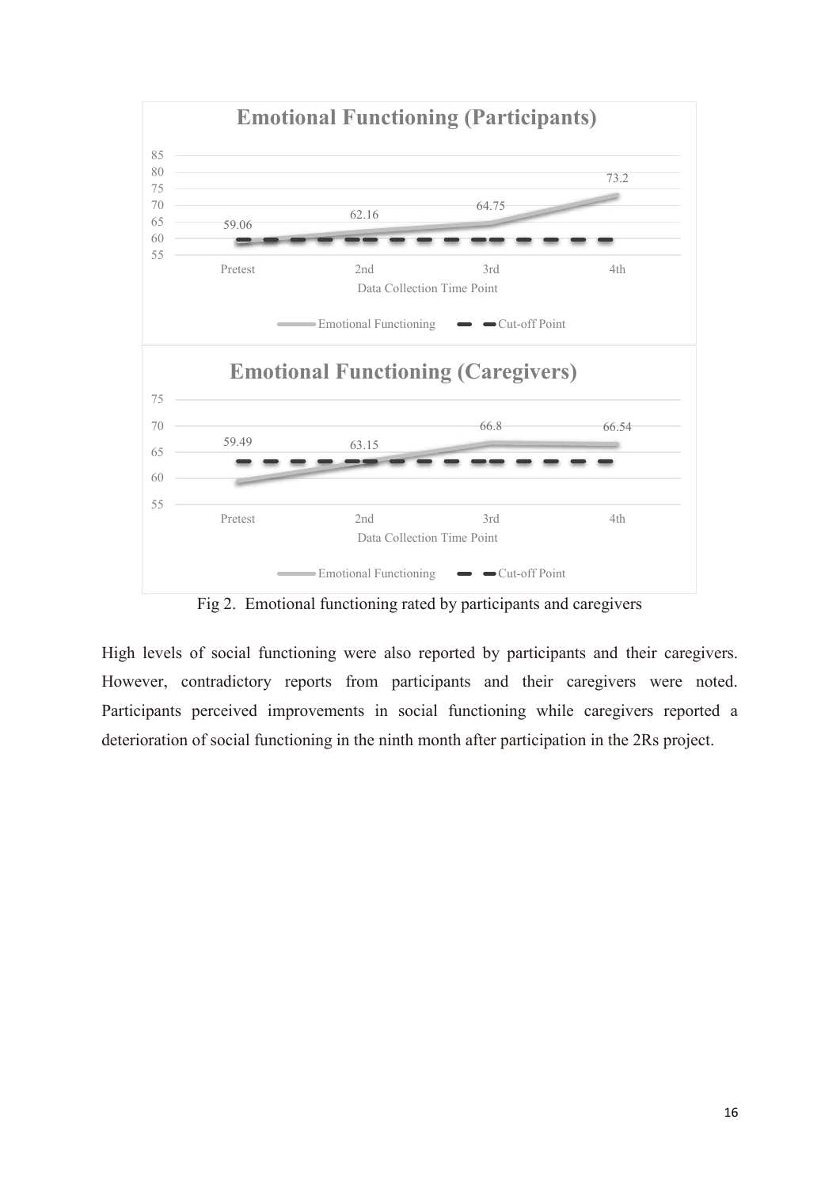**Emotional Functioning (Participants)**

| Data Collection Time Point | Pretest | 2nd | 3rd | 4th |
|---|---|---|---|---|
| Emotional Functioning | 59.06 | 62.16 | 64.75 | 73.2 |

**Emotional Functioning (Caregivers)**

| Data Collection Time Point | Pretest | 2nd | 3rd | 4th |
|---|---|---|---|---|
| Emotional Functioning | 59.49 | 63.15 | 66.8 | 66.54 |

Fig 2. Emotional functioning rated by participants and caregivers

High levels of social functioning were also reported by participants and their caregivers. However, contradictory reports from participants and their caregivers were noted. Participants perceived improvements in social functioning while caregivers reported a deterioration of social functioning in the ninth month after participation in the 2Rs project.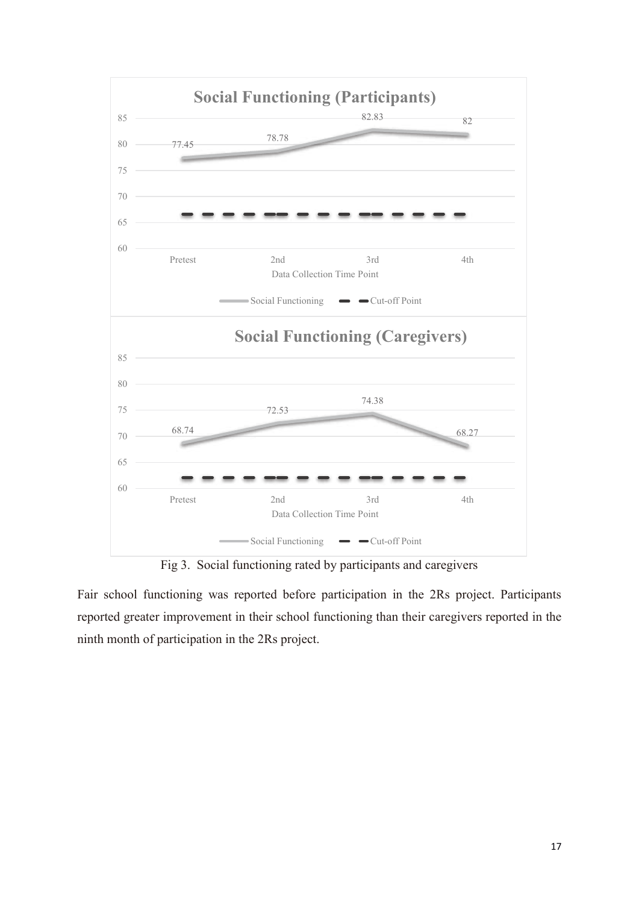**Social Functioning (Participants)**

| Data Collection Time Point | Pretest | 2nd | 3rd | 4th |
|---|---|---|---|---|
| Social Functioning | 77.45 | 78.78 | 82.83 | 82 |

**Social Functioning (Caregivers)**

| Data Collection Time Point | Pretest | 2nd | 3rd | 4th |
|---|---|---|---|---|
| Social Functioning | 68.74 | 72.53 | 74.38 | 68.27 |

Fig 3. Social functioning rated by participants and caregivers

Fair school functioning was reported before participation in the 2Rs project. Participants reported greater improvement in their school functioning than their caregivers reported in the ninth month of participation in the 2Rs project.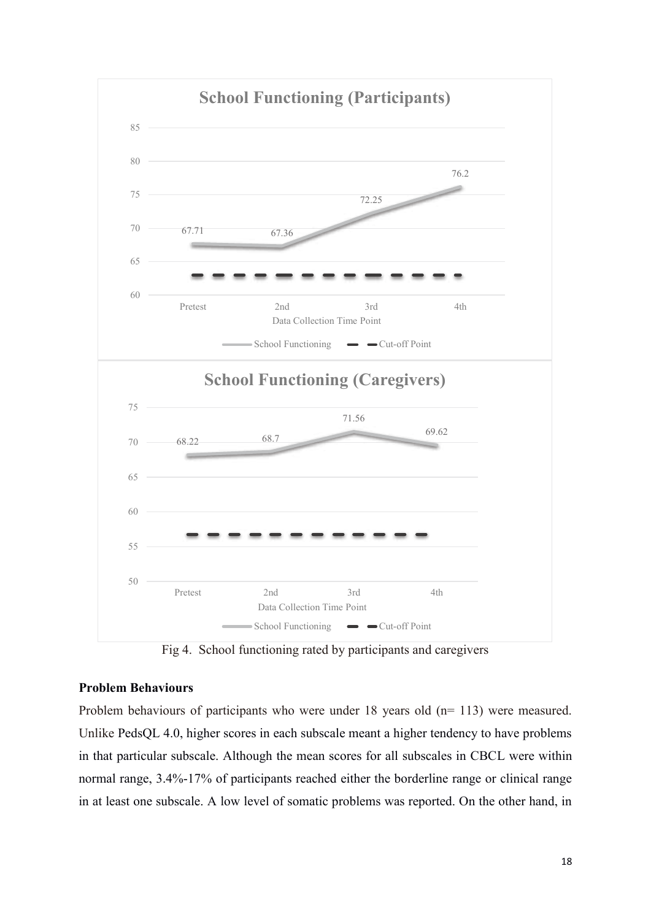Fig 4. School functioning rated by participants and caregivers

**Problem Behaviours**

Problem behaviours of participants who were under 18 years old (n= 113) were measured. Unlike PedsQL 4.0, higher scores in each subscale meant a higher tendency to have problems in that particular subscale. Although the mean scores for all subscales in CBCL were within normal range, 3.4%-17% of participants reached either the borderline range or clinical range in at least one subscale. A low level of somatic problems was reported. On the other hand, in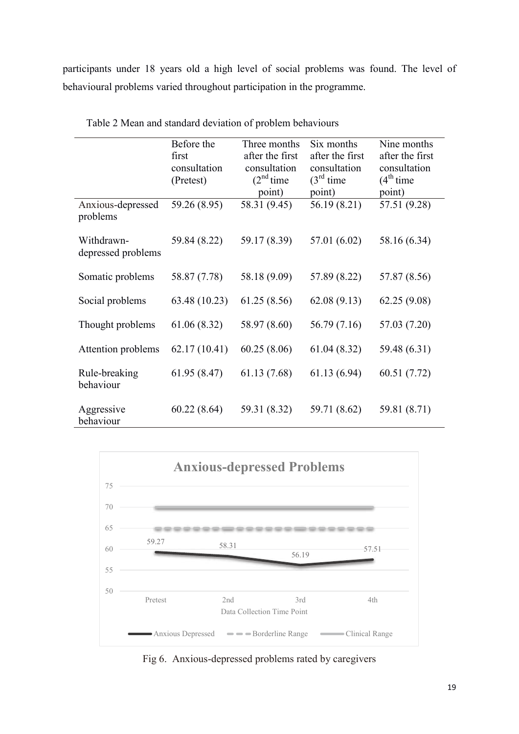participants under 18 years old a high level of social problems was found. The level of behavioural problems varied throughout participation in the programme.

Table 2 Mean and standard deviation of problem behaviours

| | Before the first consultation (Pretest) | Three months after the first consultation (2nd time point) | Six months after the first consultation (3rd time point) | Nine months after the first consultation (4th time point) |
|---|---|---|---|---|
| Anxious-depressed problems | 59.26 (8.95) | 58.31 (9.45) | 56.19 (8.21) | 57.51 (9.28) |
| Withdrawn-depressed problems | 59.84 (8.22) | 59.17 (8.39) | 57.01 (6.02) | 58.16 (6.34) |
| Somatic problems | 58.87 (7.78) | 58.18 (9.09) | 57.89 (8.22) | 57.87 (8.56) |
| Social problems | 63.48 (10.23) | 61.25 (8.56) | 62.08 (9.13) | 62.25 (9.08) |
| Thought problems | 61.06 (8.32) | 58.97 (8.60) | 56.79 (7.16) | 57.03 (7.20) |
| Attention problems | 62.17 (10.41) | 60.25 (8.06) | 61.04 (8.32) | 59.48 (6.31) |
| Rule-breaking behaviour | 61.95 (8.47) | 61.13 (7.68) | 61.13 (6.94) | 60.51 (7.72) |
| Aggressive behaviour | 60.22 (8.64) | 59.31 (8.32) | 59.71 (8.62) | 59.81 (8.71) |

Fig 6. Anxious-depressed problems rated by caregivers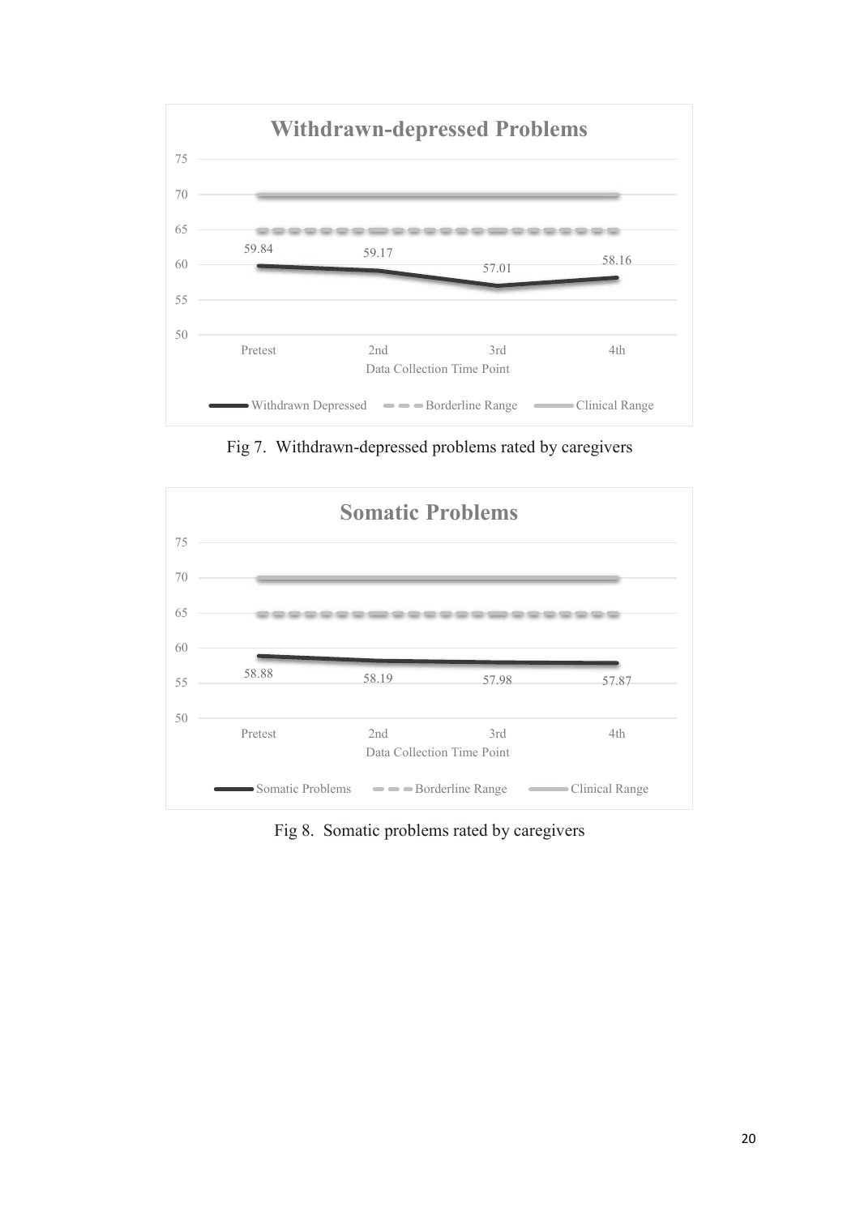**Withdrawn-depressed Problems**

| Data Collection Time Point | Pretest | 2nd | 3rd | 4th |
|---|---|---|---|---|
| Withdrawn Depressed | 59.84 | 59.17 | 57.01 | 58.16 |
| Borderline Range | 65 | 65 | 65 | 65 |
| Clinical Range | 70 | 70 | 70 | 70 |

Fig 7. Withdrawn-depressed problems rated by caregivers

**Somatic Problems**

| Data Collection Time Point | Pretest | 2nd | 3rd | 4th |
|---|---|---|---|---|
| Somatic Problems | 58.88 | 58.19 | 57.98 | 57.87 |
| Borderline Range | 65 | 65 | 65 | 65 |
| Clinical Range | 70 | 70 | 70 | 70 |

Fig 8. Somatic problems rated by caregivers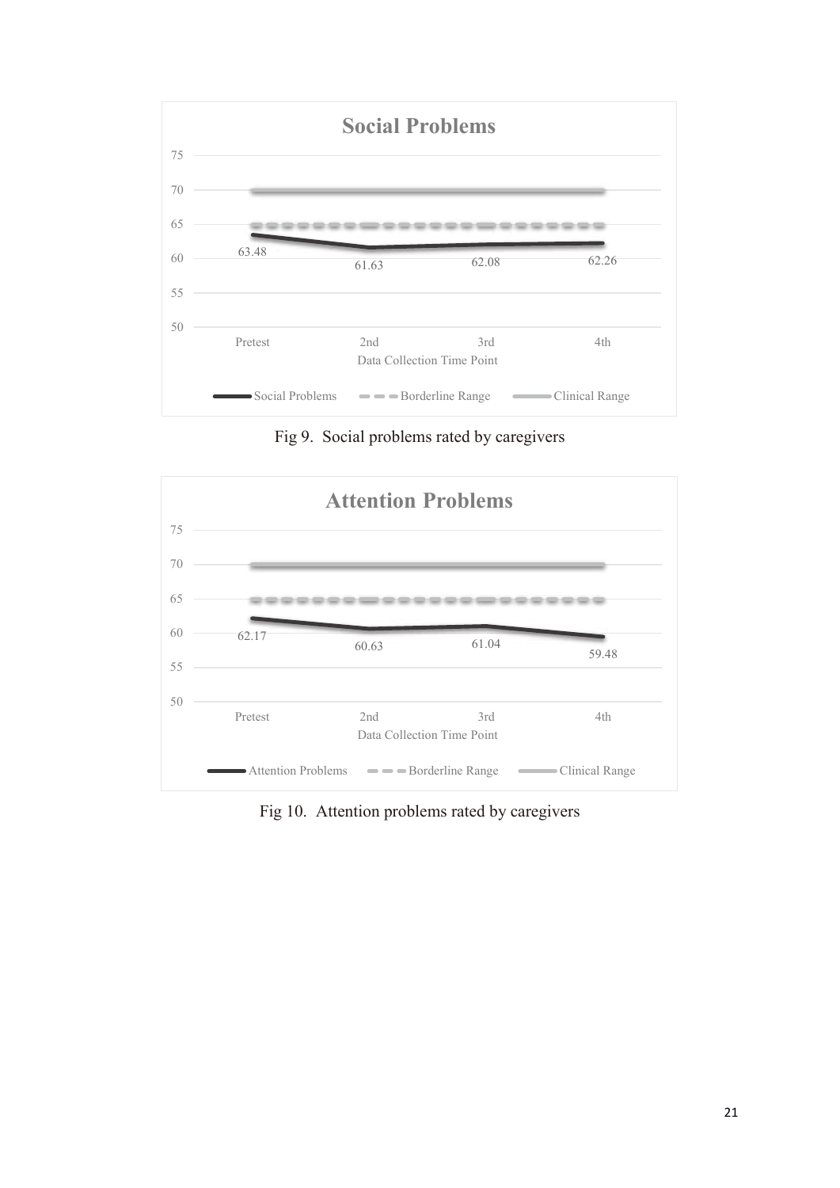Fig 9. Social problems rated by caregivers

Fig 10. Attention problems rated by caregivers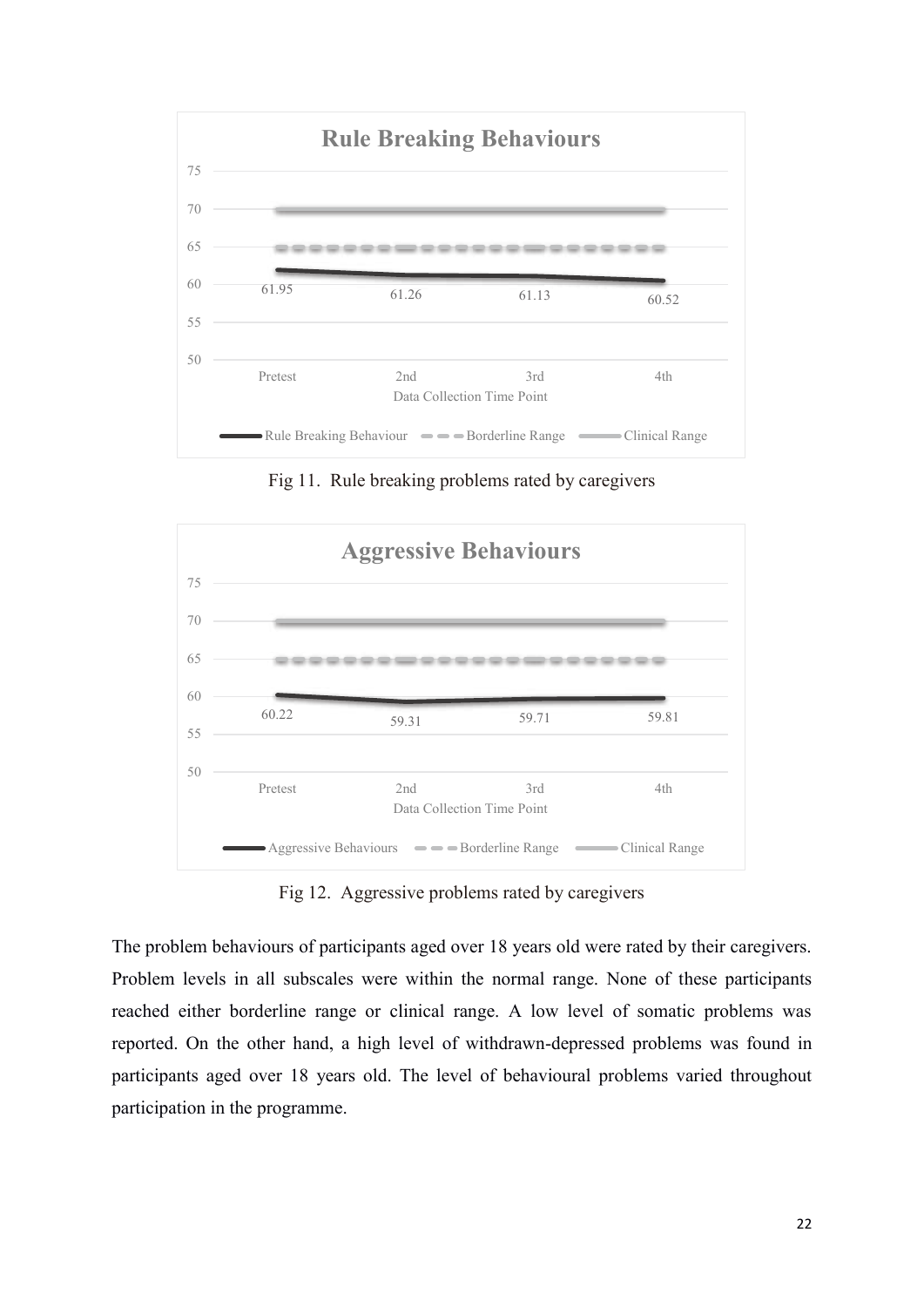Fig 11. Rule breaking problems rated by caregivers

Fig 12. Aggressive problems rated by caregivers

The problem behaviours of participants aged over 18 years old were rated by their caregivers. Problem levels in all subscales were within the normal range. None of these participants reached either borderline range or clinical range. A low level of somatic problems was reported. On the other hand, a high level of withdrawn-depressed problems was found in participants aged over 18 years old. The level of behavioural problems varied throughout participation in the programme.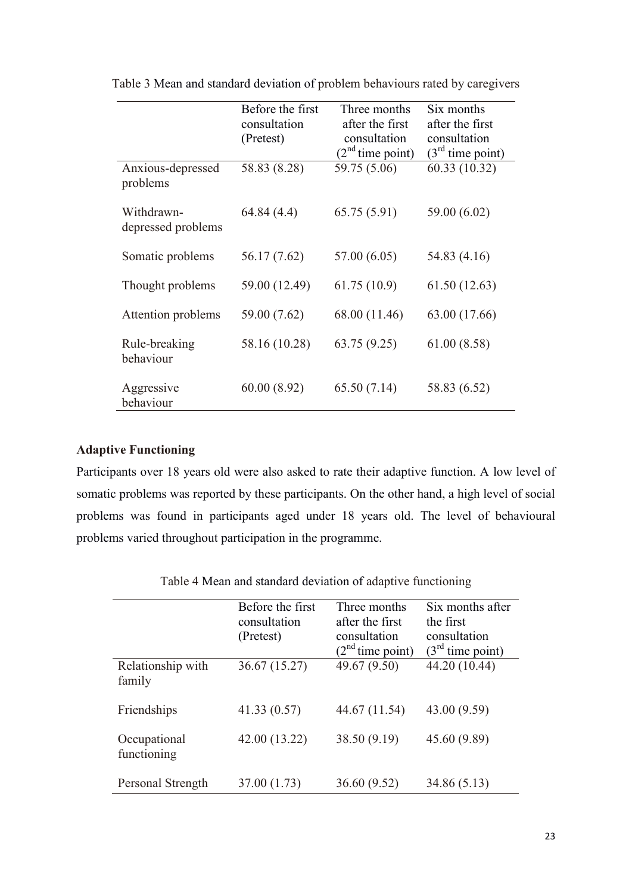Table 3 Mean and standard deviation of problem behaviours rated by caregivers

| | Before the first consultation (Pretest) | Three months after the first consultation (2nd time point) | Six months after the first consultation (3rd time point) |
|---|---|---|---|
| Anxious-depressed problems | 58.83 (8.28) | 59.75 (5.06) | 60.33 (10.32) |
| Withdrawn-depressed problems | 64.84 (4.4) | 65.75 (5.91) | 59.00 (6.02) |
| Somatic problems | 56.17 (7.62) | 57.00 (6.05) | 54.83 (4.16) |
| Thought problems | 59.00 (12.49) | 61.75 (10.9) | 61.50 (12.63) |
| Attention problems | 59.00 (7.62) | 68.00 (11.46) | 63.00 (17.66) |
| Rule-breaking behaviour | 58.16 (10.28) | 63.75 (9.25) | 61.00 (8.58) |
| Aggressive behaviour | 60.00 (8.92) | 65.50 (7.14) | 58.83 (6.52) |

**Adaptive Functioning**

Participants over 18 years old were also asked to rate their adaptive function. A low level of somatic problems was reported by these participants. On the other hand, a high level of social problems was found in participants aged under 18 years old. The level of behavioural problems varied throughout participation in the programme.

Table 4 Mean and standard deviation of adaptive functioning

| | Before the first consultation (Pretest) | Three months after the first consultation (2nd time point) | Six months after the first consultation (3rd time point) |
|---|---|---|---|
| Relationship with family | 36.67 (15.27) | 49.67 (9.50) | 44.20 (10.44) |
| Friendships | 41.33 (0.57) | 44.67 (11.54) | 43.00 (9.59) |
| Occupational functioning | 42.00 (13.22) | 38.50 (9.19) | 45.60 (9.89) |
| Personal Strength | 37.00 (1.73) | 36.60 (9.52) | 34.86 (5.13) |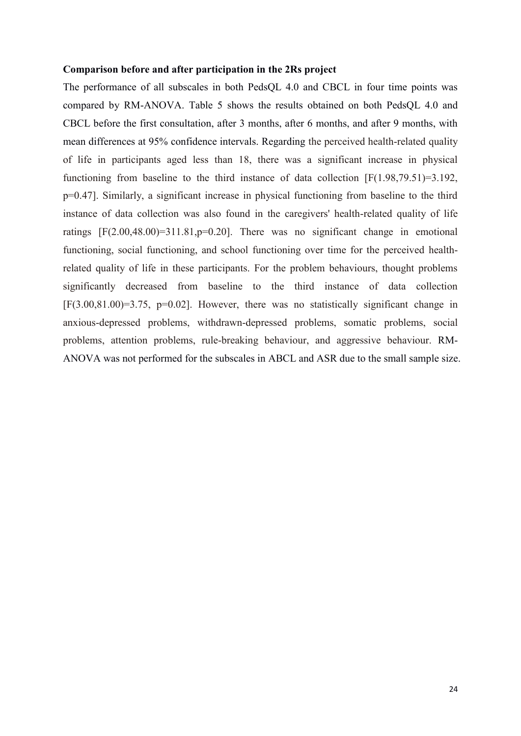**Comparison before and after participation in the 2Rs project**

The performance of all subscales in both PedsQL 4.0 and CBCL in four time points was compared by RM-ANOVA. Table 5 shows the results obtained on both PedsQL 4.0 and CBCL before the first consultation, after 3 months, after 6 months, and after 9 months, with mean differences at 95% confidence intervals. Regarding the perceived health-related quality of life in participants aged less than 18, there was a significant increase in physical functioning from baseline to the third instance of data collection [$F(1.98,79.51)=3.192$, $p=0.47$]. Similarly, a significant increase in physical functioning from baseline to the third instance of data collection was also found in the caregivers' health-related quality of life ratings [$F(2.00,48.00)=311.81$, $p=0.20$]. There was no significant change in emotional functioning, social functioning, and school functioning over time for the perceived health-related quality of life in these participants. For the problem behaviours, thought problems significantly decreased from baseline to the third instance of data collection [$F(3.00,81.00)=3.75$, $p=0.02$]. However, there was no statistically significant change in anxious-depressed problems, withdrawn-depressed problems, somatic problems, social problems, attention problems, rule-breaking behaviour, and aggressive behaviour. RM-ANOVA was not performed for the subscales in ABCL and ASR due to the small sample size.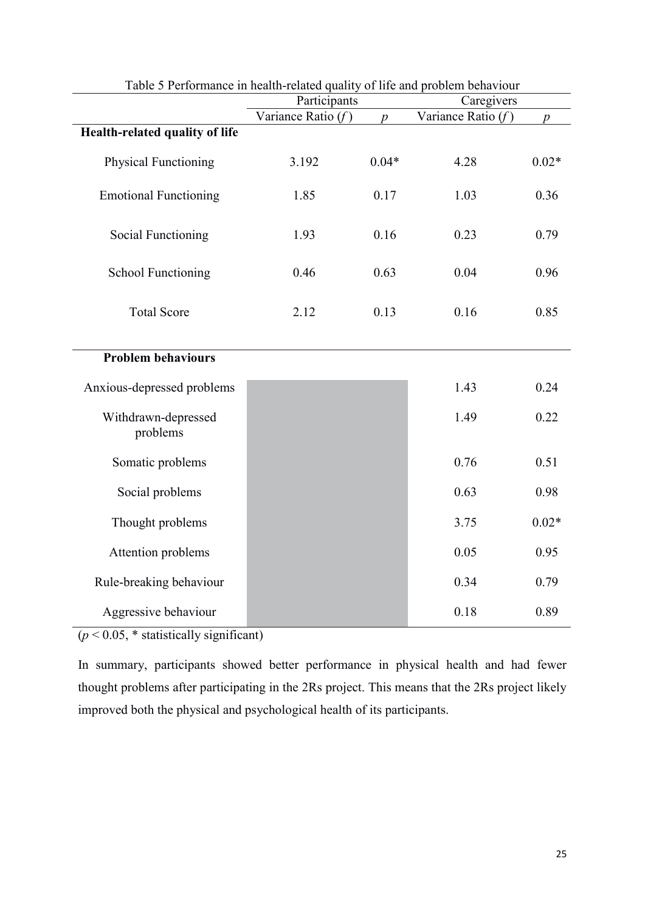Table 5 Performance in health-related quality of life and problem behaviour

| | Participants | | Caregivers | |
|---|---|---|---|---|
| | Variance Ratio ($f$) | $p$ | Variance Ratio ($f$) | $p$ |
| **Health-related quality of life** | | | | |
| Physical Functioning | 3.192 | 0.04* | 4.28 | 0.02* |
| Emotional Functioning | 1.85 | 0.17 | 1.03 | 0.36 |
| Social Functioning | 1.93 | 0.16 | 0.23 | 0.79 |
| School Functioning | 0.46 | 0.63 | 0.04 | 0.96 |
| Total Score | 2.12 | 0.13 | 0.16 | 0.85 |
| **Problem behaviours** | | | | |
| Anxious-depressed problems | | | 1.43 | 0.24 |
| Withdrawn-depressed problems | | | 1.49 | 0.22 |
| Somatic problems | | | 0.76 | 0.51 |
| Social problems | | | 0.63 | 0.98 |
| Thought problems | | | 3.75 | 0.02* |
| Attention problems | | | 0.05 | 0.95 |
| Rule-breaking behaviour | | | 0.34 | 0.79 |
| Aggressive behaviour | | | 0.18 | 0.89 |

($p < 0.05$, * statistically significant)

In summary, participants showed better performance in physical health and had fewer thought problems after participating in the 2Rs project. This means that the 2Rs project likely improved both the physical and psychological health of its participants.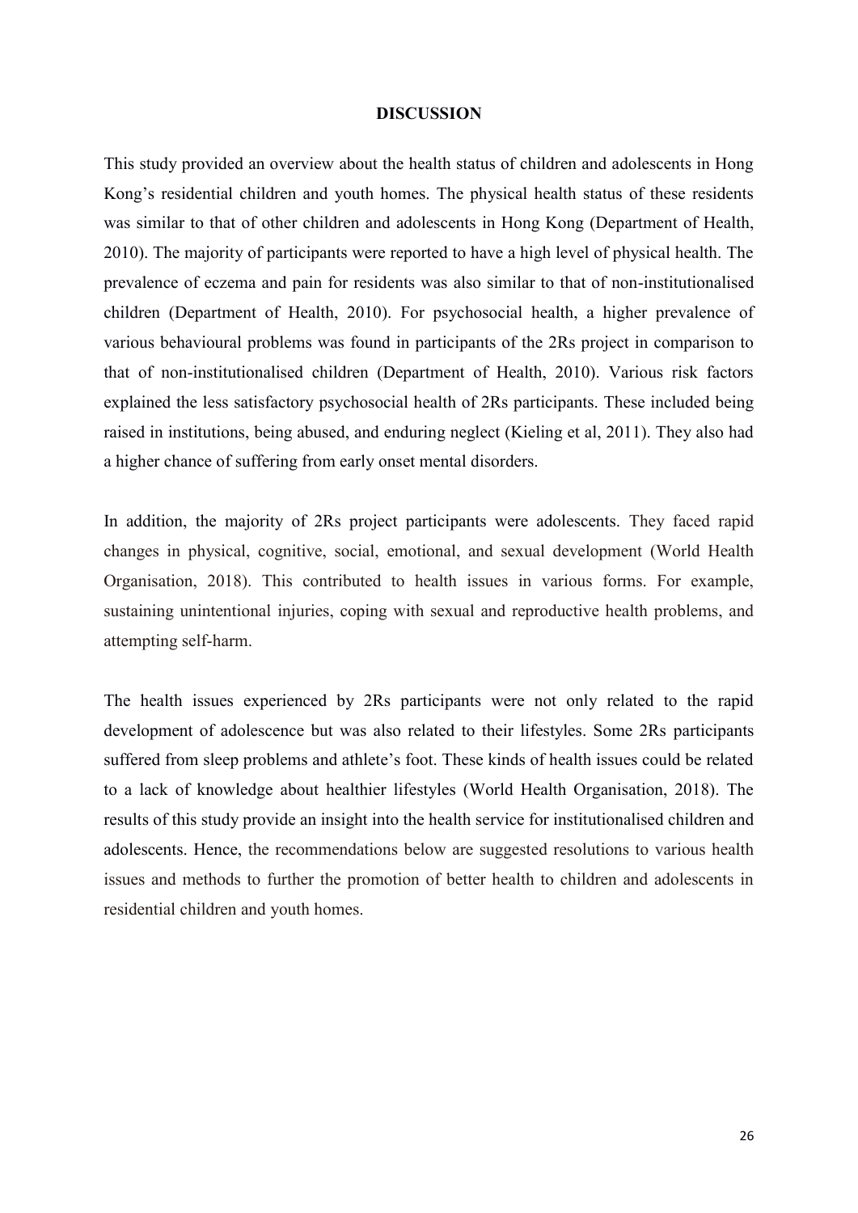# DISCUSSION

This study provided an overview about the health status of children and adolescents in Hong Kong's residential children and youth homes. The physical health status of these residents was similar to that of other children and adolescents in Hong Kong (Department of Health, 2010). The majority of participants were reported to have a high level of physical health. The prevalence of eczema and pain for residents was also similar to that of non-institutionalised children (Department of Health, 2010). For psychosocial health, a higher prevalence of various behavioural problems was found in participants of the 2Rs project in comparison to that of non-institutionalised children (Department of Health, 2010). Various risk factors explained the less satisfactory psychosocial health of 2Rs participants. These included being raised in institutions, being abused, and enduring neglect (Kieling et al, 2011). They also had a higher chance of suffering from early onset mental disorders.

In addition, the majority of 2Rs project participants were adolescents. They faced rapid changes in physical, cognitive, social, emotional, and sexual development (World Health Organisation, 2018). This contributed to health issues in various forms. For example, sustaining unintentional injuries, coping with sexual and reproductive health problems, and attempting self-harm.

The health issues experienced by 2Rs participants were not only related to the rapid development of adolescence but was also related to their lifestyles. Some 2Rs participants suffered from sleep problems and athlete's foot. These kinds of health issues could be related to a lack of knowledge about healthier lifestyles (World Health Organisation, 2018). The results of this study provide an insight into the health service for institutionalised children and adolescents. Hence, the recommendations below are suggested resolutions to various health issues and methods to further the promotion of better health to children and adolescents in residential children and youth homes.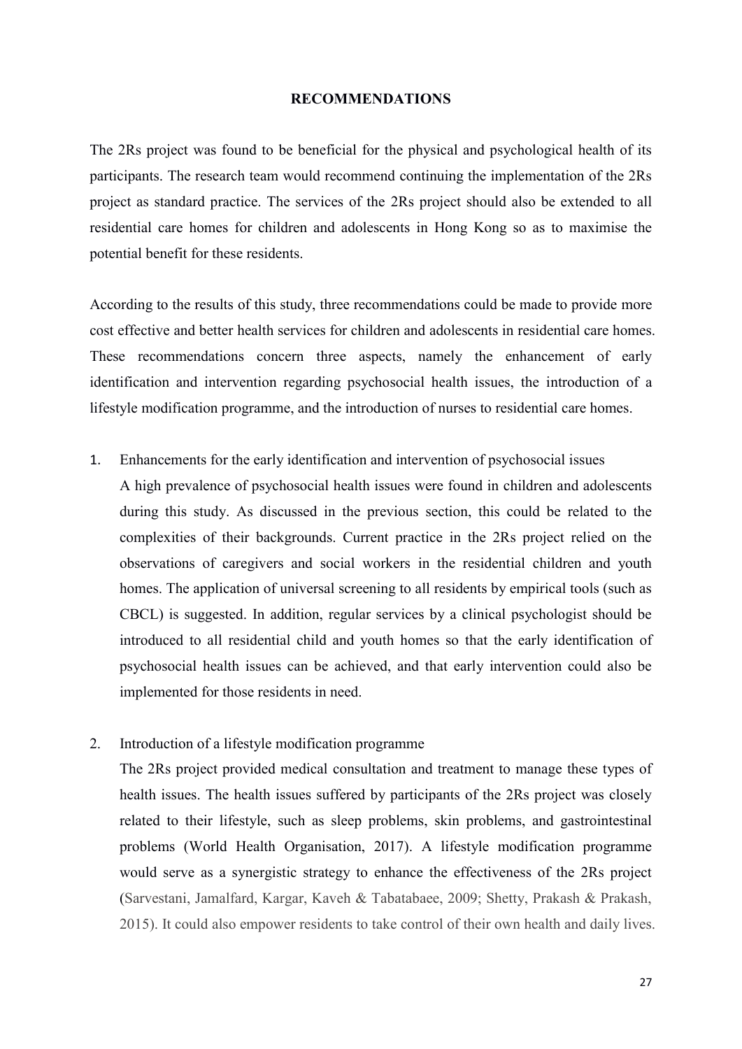## RECOMMENDATIONS

The 2Rs project was found to be beneficial for the physical and psychological health of its participants. The research team would recommend continuing the implementation of the 2Rs project as standard practice. The services of the 2Rs project should also be extended to all residential care homes for children and adolescents in Hong Kong so as to maximise the potential benefit for these residents.

According to the results of this study, three recommendations could be made to provide more cost effective and better health services for children and adolescents in residential care homes. These recommendations concern three aspects, namely the enhancement of early identification and intervention regarding psychosocial health issues, the introduction of a lifestyle modification programme, and the introduction of nurses to residential care homes.

1. Enhancements for the early identification and intervention of psychosocial issues
   A high prevalence of psychosocial health issues were found in children and adolescents during this study. As discussed in the previous section, this could be related to the complexities of their backgrounds. Current practice in the 2Rs project relied on the observations of caregivers and social workers in the residential children and youth homes. The application of universal screening to all residents by empirical tools (such as CBCL) is suggested. In addition, regular services by a clinical psychologist should be introduced to all residential child and youth homes so that the early identification of psychosocial health issues can be achieved, and that early intervention could also be implemented for those residents in need.

2. Introduction of a lifestyle modification programme
   The 2Rs project provided medical consultation and treatment to manage these types of health issues. The health issues suffered by participants of the 2Rs project was closely related to their lifestyle, such as sleep problems, skin problems, and gastrointestinal problems (World Health Organisation, 2017). A lifestyle modification programme would serve as a synergistic strategy to enhance the effectiveness of the 2Rs project (Sarvestani, Jamalfard, Kargar, Kaveh & Tabatabaee, 2009; Shetty, Prakash & Prakash, 2015). It could also empower residents to take control of their own health and daily lives.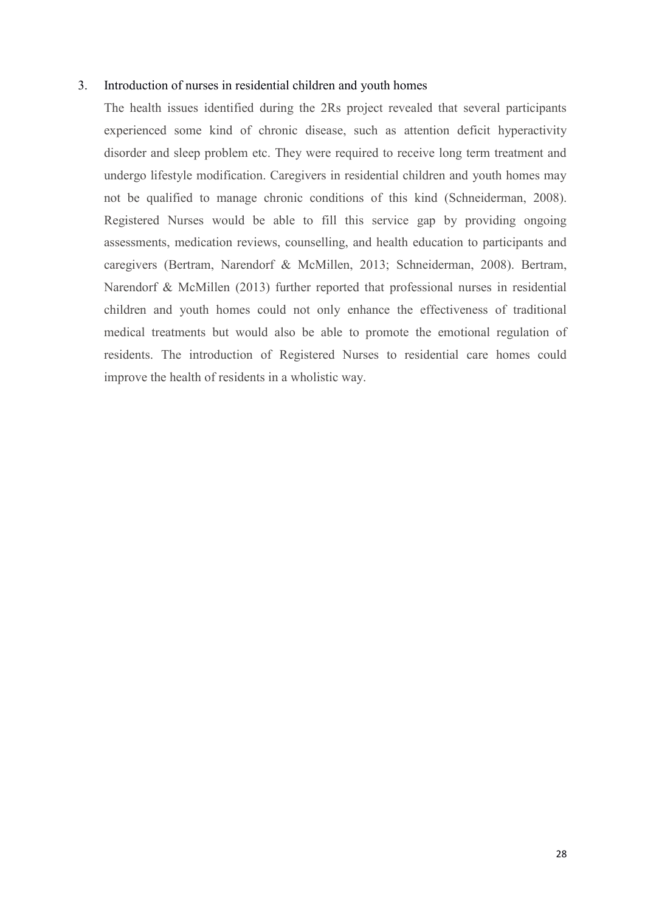3. Introduction of nurses in residential children and youth homes

The health issues identified during the 2Rs project revealed that several participants experienced some kind of chronic disease, such as attention deficit hyperactivity disorder and sleep problem etc. They were required to receive long term treatment and undergo lifestyle modification. Caregivers in residential children and youth homes may not be qualified to manage chronic conditions of this kind (Schneiderman, 2008). Registered Nurses would be able to fill this service gap by providing ongoing assessments, medication reviews, counselling, and health education to participants and caregivers (Bertram, Narendorf & McMillen, 2013; Schneiderman, 2008). Bertram, Narendorf & McMillen (2013) further reported that professional nurses in residential children and youth homes could not only enhance the effectiveness of traditional medical treatments but would also be able to promote the emotional regulation of residents. The introduction of Registered Nurses to residential care homes could improve the health of residents in a wholistic way.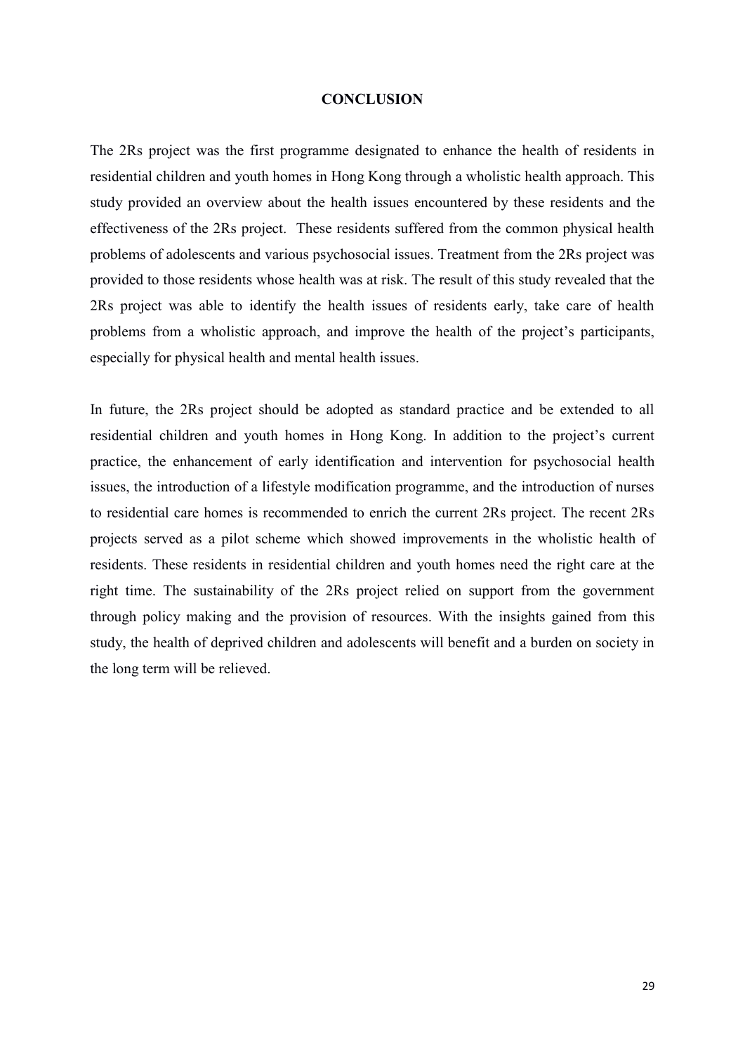## CONCLUSION

The 2Rs project was the first programme designated to enhance the health of residents in residential children and youth homes in Hong Kong through a wholistic health approach. This study provided an overview about the health issues encountered by these residents and the effectiveness of the 2Rs project. These residents suffered from the common physical health problems of adolescents and various psychosocial issues. Treatment from the 2Rs project was provided to those residents whose health was at risk. The result of this study revealed that the 2Rs project was able to identify the health issues of residents early, take care of health problems from a wholistic approach, and improve the health of the project's participants, especially for physical health and mental health issues.

In future, the 2Rs project should be adopted as standard practice and be extended to all residential children and youth homes in Hong Kong. In addition to the project's current practice, the enhancement of early identification and intervention for psychosocial health issues, the introduction of a lifestyle modification programme, and the introduction of nurses to residential care homes is recommended to enrich the current 2Rs project. The recent 2Rs projects served as a pilot scheme which showed improvements in the wholistic health of residents. These residents in residential children and youth homes need the right care at the right time. The sustainability of the 2Rs project relied on support from the government through policy making and the provision of resources. With the insights gained from this study, the health of deprived children and adolescents will benefit and a burden on society in the long term will be relieved.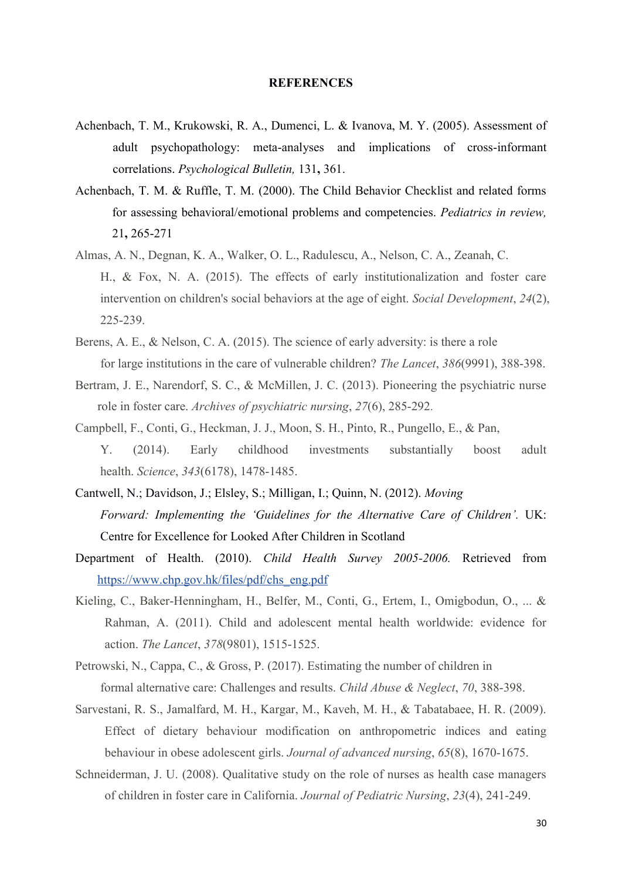# REFERENCES

Achenbach, T. M., Krukowski, R. A., Dumenci, L. & Ivanova, M. Y. (2005). Assessment of adult psychopathology: meta-analyses and implications of cross-informant correlations. *Psychological Bulletin,* 131**,** 361.

Achenbach, T. M. & Ruffle, T. M. (2000). The Child Behavior Checklist and related forms for assessing behavioral/emotional problems and competencies. *Pediatrics in review,* 21**,** 265-271

Almas, A. N., Degnan, K. A., Walker, O. L., Radulescu, A., Nelson, C. A., Zeanah, C. H., & Fox, N. A. (2015). The effects of early institutionalization and foster care intervention on children's social behaviors at the age of eight. *Social Development*, *24*(2), 225-239.

Berens, A. E., & Nelson, C. A. (2015). The science of early adversity: is there a role for large institutions in the care of vulnerable children? *The Lancet*, *386*(9991), 388-398.

Bertram, J. E., Narendorf, S. C., & McMillen, J. C. (2013). Pioneering the psychiatric nurse role in foster care. *Archives of psychiatric nursing*, *27*(6), 285-292.

Campbell, F., Conti, G., Heckman, J. J., Moon, S. H., Pinto, R., Pungello, E., & Pan, Y. (2014). Early childhood investments substantially boost adult health. *Science*, *343*(6178), 1478-1485.

Cantwell, N.; Davidson, J.; Elsley, S.; Milligan, I.; Quinn, N. (2012). *Moving Forward: Implementing the 'Guidelines for the Alternative Care of Children'.* UK: Centre for Excellence for Looked After Children in Scotland

Department of Health. (2010). *Child Health Survey 2005-2006.* Retrieved from https://www.chp.gov.hk/files/pdf/chs_eng.pdf

Kieling, C., Baker-Henningham, H., Belfer, M., Conti, G., Ertem, I., Omigbodun, O., ... & Rahman, A. (2011). Child and adolescent mental health worldwide: evidence for action. *The Lancet*, *378*(9801), 1515-1525.

Petrowski, N., Cappa, C., & Gross, P. (2017). Estimating the number of children in formal alternative care: Challenges and results. *Child Abuse & Neglect*, *70*, 388-398.

Sarvestani, R. S., Jamalfard, M. H., Kargar, M., Kaveh, M. H., & Tabatabaee, H. R. (2009). Effect of dietary behaviour modification on anthropometric indices and eating behaviour in obese adolescent girls. *Journal of advanced nursing*, *65*(8), 1670-1675.

Schneiderman, J. U. (2008). Qualitative study on the role of nurses as health case managers of children in foster care in California. *Journal of Pediatric Nursing*, *23*(4), 241-249.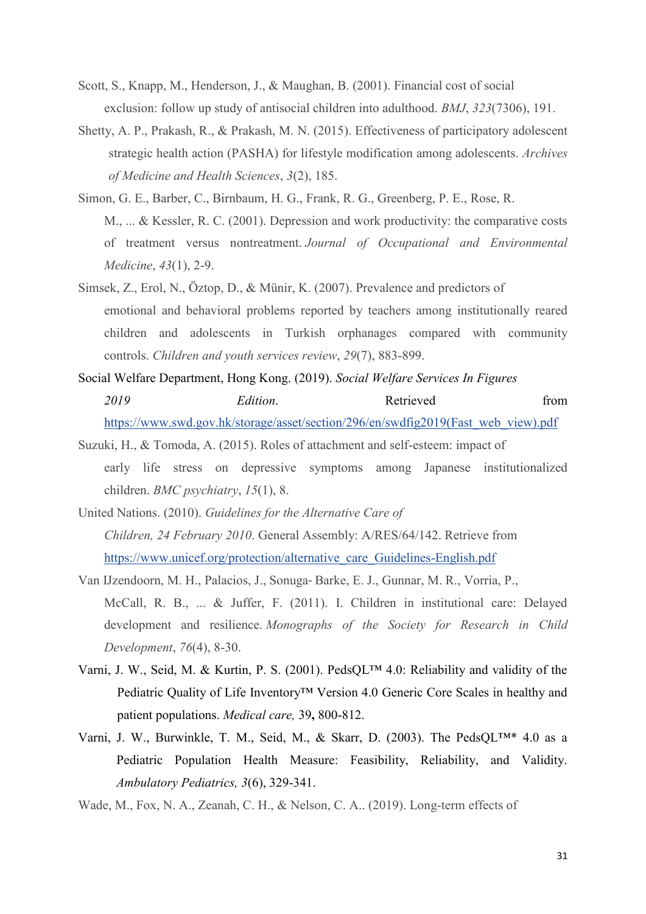Scott, S., Knapp, M., Henderson, J., & Maughan, B. (2001). Financial cost of social exclusion: follow up study of antisocial children into adulthood. *BMJ*, *323*(7306), 191.

Shetty, A. P., Prakash, R., & Prakash, M. N. (2015). Effectiveness of participatory adolescent strategic health action (PASHA) for lifestyle modification among adolescents. *Archives of Medicine and Health Sciences*, *3*(2), 185.

Simon, G. E., Barber, C., Birnbaum, H. G., Frank, R. G., Greenberg, P. E., Rose, R. M., ... & Kessler, R. C. (2001). Depression and work productivity: the comparative costs of treatment versus nontreatment. *Journal of Occupational and Environmental Medicine*, *43*(1), 2-9.

Simsek, Z., Erol, N., Öztop, D., & Münir, K. (2007). Prevalence and predictors of emotional and behavioral problems reported by teachers among institutionally reared children and adolescents in Turkish orphanages compared with community controls. *Children and youth services review*, *29*(7), 883-899.

Social Welfare Department, Hong Kong. (2019). *Social Welfare Services In Figures 2019 Edition*. Retrieved from https://www.swd.gov.hk/storage/asset/section/296/en/swdfig2019(Fast_web_view).pdf

Suzuki, H., & Tomoda, A. (2015). Roles of attachment and self-esteem: impact of early life stress on depressive symptoms among Japanese institutionalized children. *BMC psychiatry*, *15*(1), 8.

United Nations. (2010). *Guidelines for the Alternative Care of Children, 24 February 2010*. General Assembly: A/RES/64/142. Retrieve from https://www.unicef.org/protection/alternative_care_Guidelines-English.pdf

Van IJzendoorn, M. H., Palacios, J., Sonuga- Barke, E. J., Gunnar, M. R., Vorria, P., McCall, R. B., ... & Juffer, F. (2011). I. Children in institutional care: Delayed development and resilience. *Monographs of the Society for Research in Child Development*, *76*(4), 8-30.

Varni, J. W., Seid, M. & Kurtin, P. S. (2001). PedsQL™ 4.0: Reliability and validity of the Pediatric Quality of Life Inventory™ Version 4.0 Generic Core Scales in healthy and patient populations. *Medical care,* 39**,** 800-812.

Varni, J. W., Burwinkle, T. M., Seid, M., & Skarr, D. (2003). The PedsQL™* 4.0 as a Pediatric Population Health Measure: Feasibility, Reliability, and Validity. *Ambulatory Pediatrics, 3*(6), 329-341.

Wade, M., Fox, N. A., Zeanah, C. H., & Nelson, C. A.. (2019). Long-term effects of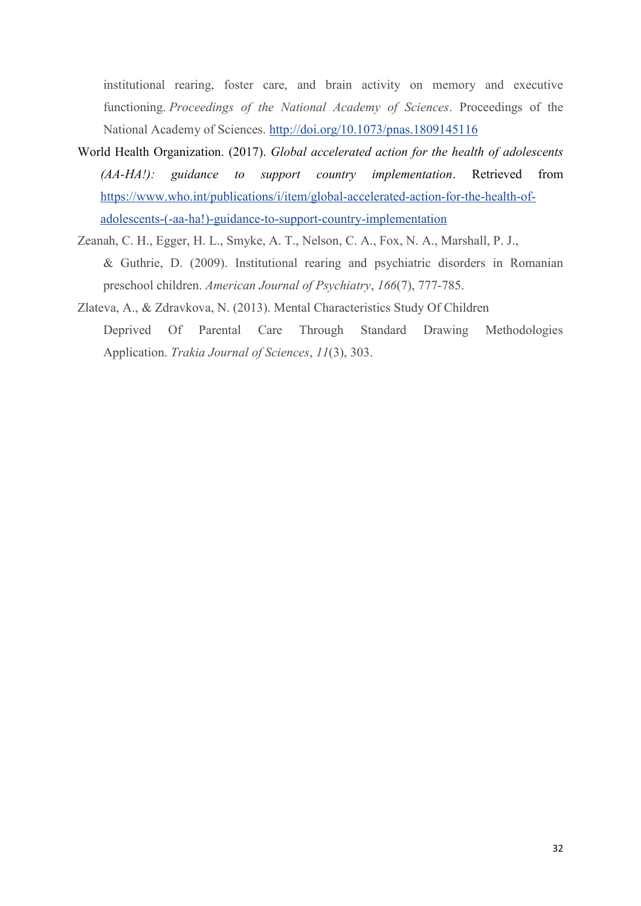institutional rearing, foster care, and brain activity on memory and executive functioning. *Proceedings of the National Academy of Sciences*. Proceedings of the National Academy of Sciences. http://doi.org/10.1073/pnas.1809145116

World Health Organization. (2017). *Global accelerated action for the health of adolescents (AA-HA!): guidance to support country implementation*. Retrieved from https://www.who.int/publications/i/item/global-accelerated-action-for-the-health-of-adolescents-(-aa-ha!)-guidance-to-support-country-implementation

Zeanah, C. H., Egger, H. L., Smyke, A. T., Nelson, C. A., Fox, N. A., Marshall, P. J., & Guthrie, D. (2009). Institutional rearing and psychiatric disorders in Romanian preschool children. *American Journal of Psychiatry*, *166*(7), 777-785.

Zlateva, A., & Zdravkova, N. (2013). Mental Characteristics Study Of Children Deprived Of Parental Care Through Standard Drawing Methodologies Application. *Trakia Journal of Sciences*, *11*(3), 303.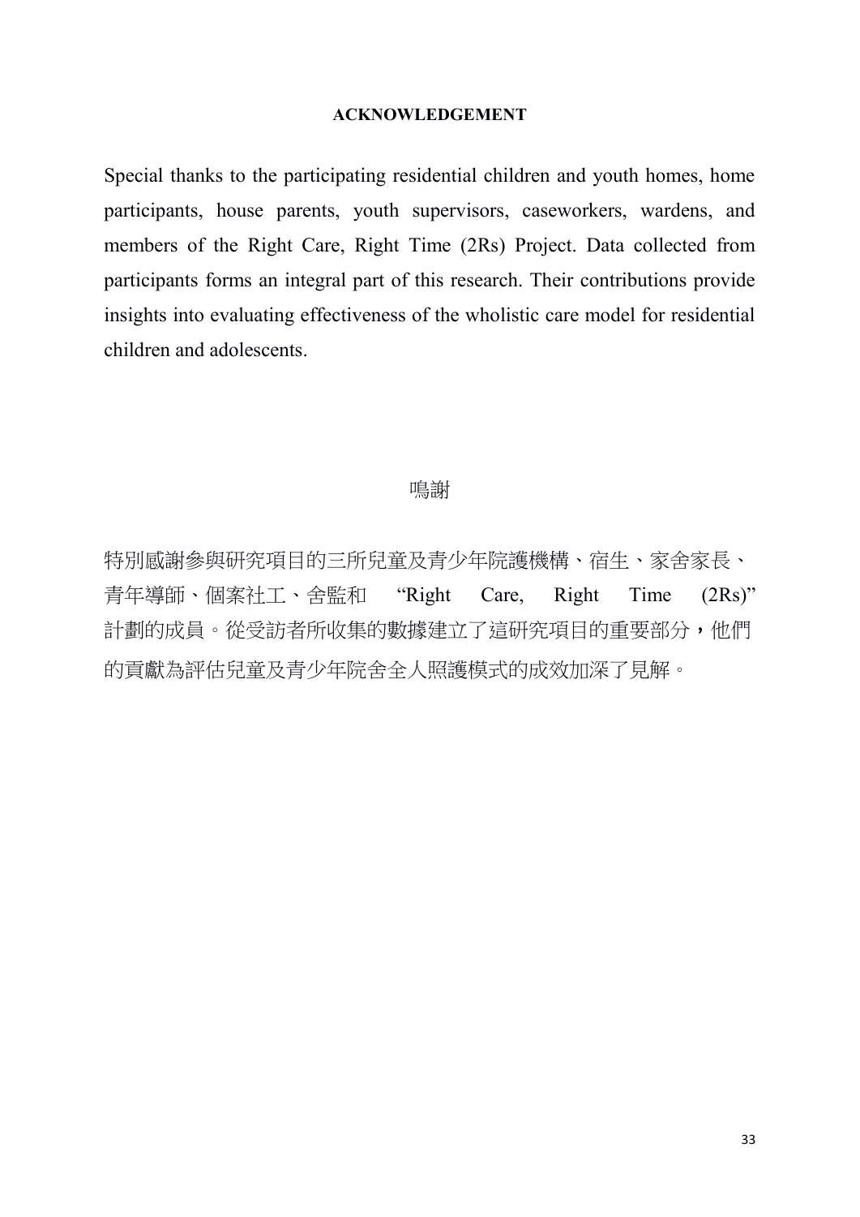## ACKNOWLEDGEMENT

Special thanks to the participating residential children and youth homes, home participants, house parents, youth supervisors, caseworkers, wardens, and members of the Right Care, Right Time (2Rs) Project. Data collected from participants forms an integral part of this research. Their contributions provide insights into evaluating effectiveness of the wholistic care model for residential children and adolescents.

## 鳴謝

特別感謝參與研究項目的三所兒童及青少年院護機構、宿生、家舍家長、青年導師、個案社工、舍監和 “Right Care, Right Time (2Rs)” 計劃的成員。從受訪者所收集的數據建立了這研究項目的重要部分，他們的貢獻為評估兒童及青少年院舍全人照護模式的成效加深了見解。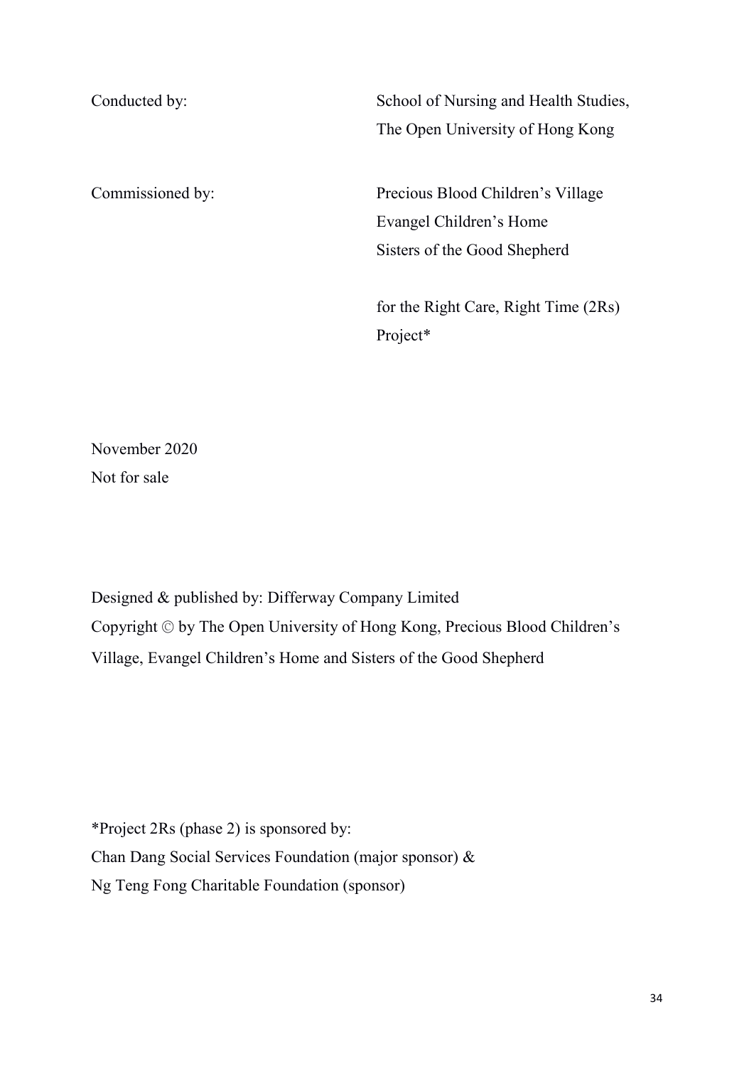Conducted by: School of Nursing and Health Studies, The Open University of Hong Kong

Commissioned by: Precious Blood Children's Village
Evangel Children's Home
Sisters of the Good Shepherd

for the Right Care, Right Time (2Rs) Project*

November 2020
Not for sale

Designed & published by: Differway Company Limited
Copyright © by The Open University of Hong Kong, Precious Blood Children's Village, Evangel Children's Home and Sisters of the Good Shepherd

*Project 2Rs (phase 2) is sponsored by:
Chan Dang Social Services Foundation (major sponsor) &
Ng Teng Fong Charitable Foundation (sponsor)